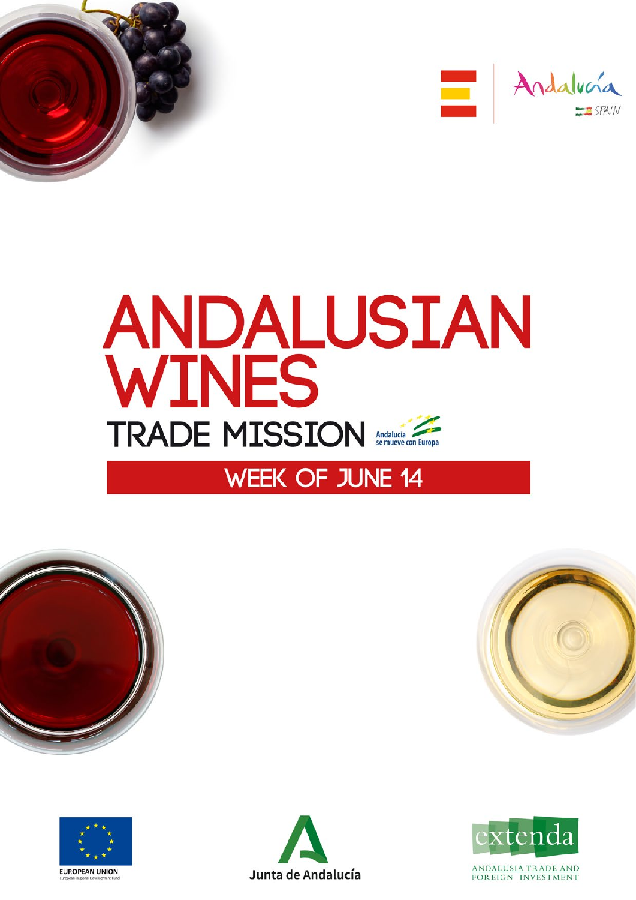Andalucía SPAIN

# ANDALUSIAN WINES

## TRADE MISSION

Andalucía se mueve con Europa

### WEEK OF JUNE 14

EUROPEAN UNION
European Regional Development Fund

Junta de Andalucía

extenda
ANDALUSIA TRADE AND FOREIGN INVESTMENT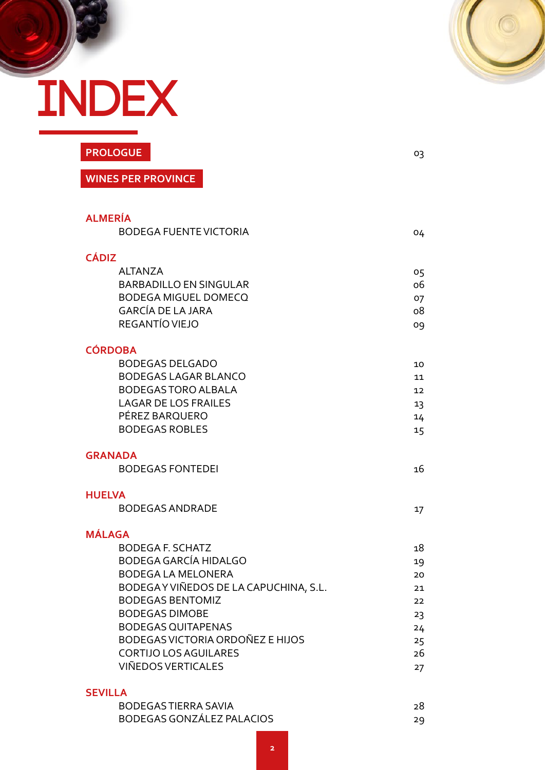# INDEX

| | |
|---|---|
| **PROLOGUE** | 03 |
| **WINES PER PROVINCE** | |
| **ALMERÍA** | |
| BODEGA FUENTE VICTORIA | 04 |
| **CÁDIZ** | |
| ALTANZA | 05 |
| BARBADILLO EN SINGULAR | 06 |
| BODEGA MIGUEL DOMECQ | 07 |
| GARCÍA DE LA JARA | 08 |
| REGANTÍO VIEJO | 09 |
| **CÓRDOBA** | |
| BODEGAS DELGADO | 10 |
| BODEGAS LAGAR BLANCO | 11 |
| BODEGAS TORO ALBALA | 12 |
| LAGAR DE LOS FRAILES | 13 |
| PÉREZ BARQUERO | 14 |
| BODEGAS ROBLES | 15 |
| **GRANADA** | |
| BODEGAS FONTEDEI | 16 |
| **HUELVA** | |
| BODEGAS ANDRADE | 17 |
| **MÁLAGA** | |
| BODEGA F. SCHATZ | 18 |
| BODEGA GARCÍA HIDALGO | 19 |
| BODEGA LA MELONERA | 20 |
| BODEGA Y VIÑEDOS DE LA CAPUCHINA, S.L. | 21 |
| BODEGAS BENTOMIZ | 22 |
| BODEGAS DIMOBE | 23 |
| BODEGAS QUITAPENAS | 24 |
| BODEGAS VICTORIA ORDOÑEZ E HIJOS | 25 |
| CORTIJO LOS AGUILARES | 26 |
| VIÑEDOS VERTICALES | 27 |
| **SEVILLA** | |
| BODEGAS TIERRA SAVIA | 28 |
| BODEGAS GONZÁLEZ PALACIOS | 29 |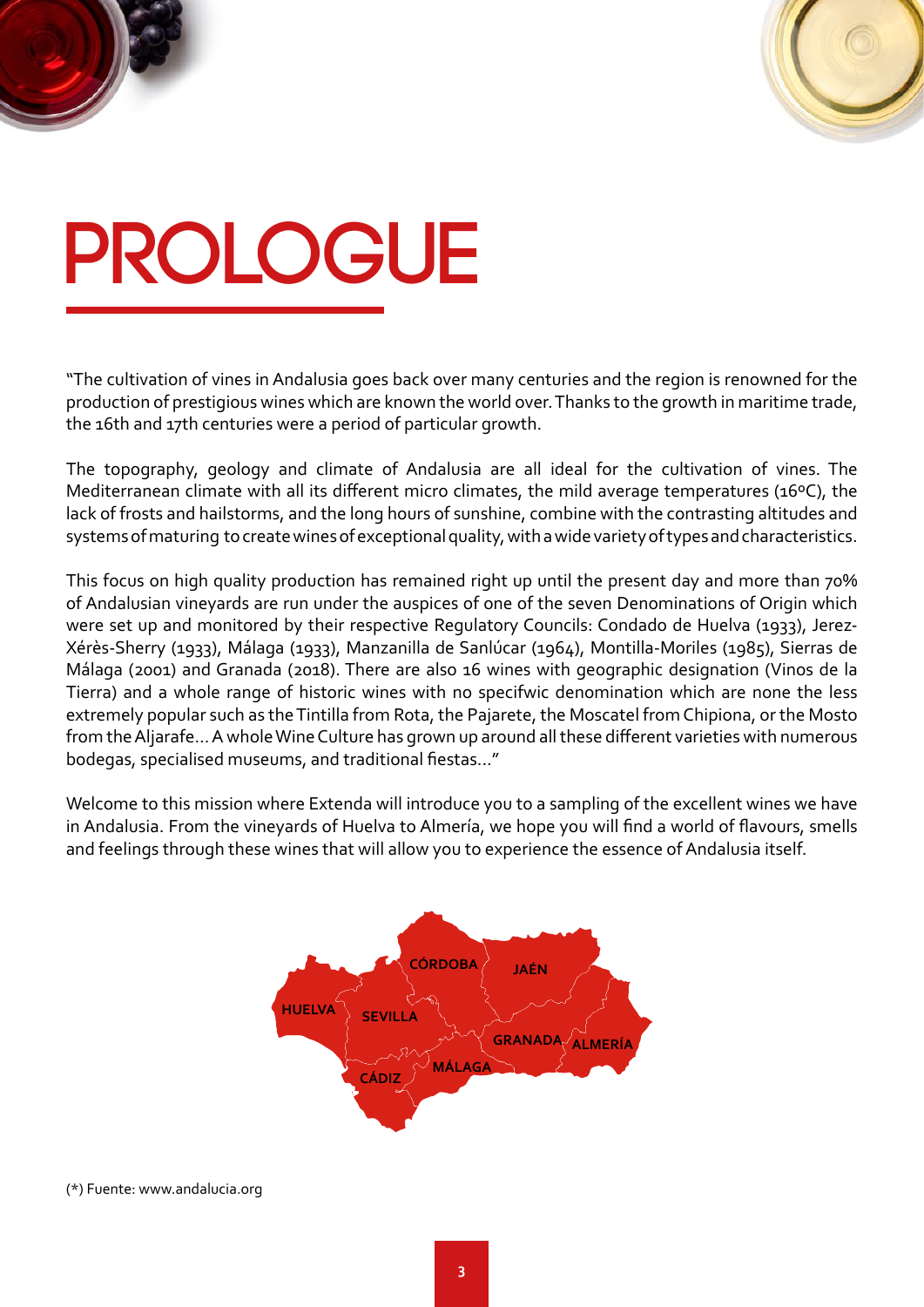# PROLOGUE

"The cultivation of vines in Andalusia goes back over many centuries and the region is renowned for the production of prestigious wines which are known the world over. Thanks to the growth in maritime trade, the 16th and 17th centuries were a period of particular growth.

The topography, geology and climate of Andalusia are all ideal for the cultivation of vines. The Mediterranean climate with all its different micro climates, the mild average temperatures (16ºC), the lack of frosts and hailstorms, and the long hours of sunshine, combine with the contrasting altitudes and systems of maturing to create wines of exceptional quality, with a wide variety of types and characteristics.

This focus on high quality production has remained right up until the present day and more than 70% of Andalusian vineyards are run under the auspices of one of the seven Denominations of Origin which were set up and monitored by their respective Regulatory Councils: Condado de Huelva (1933), Jerez-Xérès-Sherry (1933), Málaga (1933), Manzanilla de Sanlúcar (1964), Montilla-Moriles (1985), Sierras de Málaga (2001) and Granada (2018). There are also 16 wines with geographic designation (Vinos de la Tierra) and a whole range of historic wines with no specifwic denomination which are none the less extremely popular such as the Tintilla from Rota, the Pajarete, the Moscatel from Chipiona, or the Mosto from the Aljarafe... A whole Wine Culture has grown up around all these different varieties with numerous bodegas, specialised museums, and traditional fiestas..."

Welcome to this mission where Extenda will introduce you to a sampling of the excellent wines we have in Andalusia. From the vineyards of Huelva to Almería, we hope you will find a world of flavours, smells and feelings through these wines that will allow you to experience the essence of Andalusia itself.

HUELVA, SEVILLA, CÓRDOBA, JAÉN, CÁDIZ, MÁLAGA, GRANADA, ALMERÍA

(*) Fuente: www.andalucia.org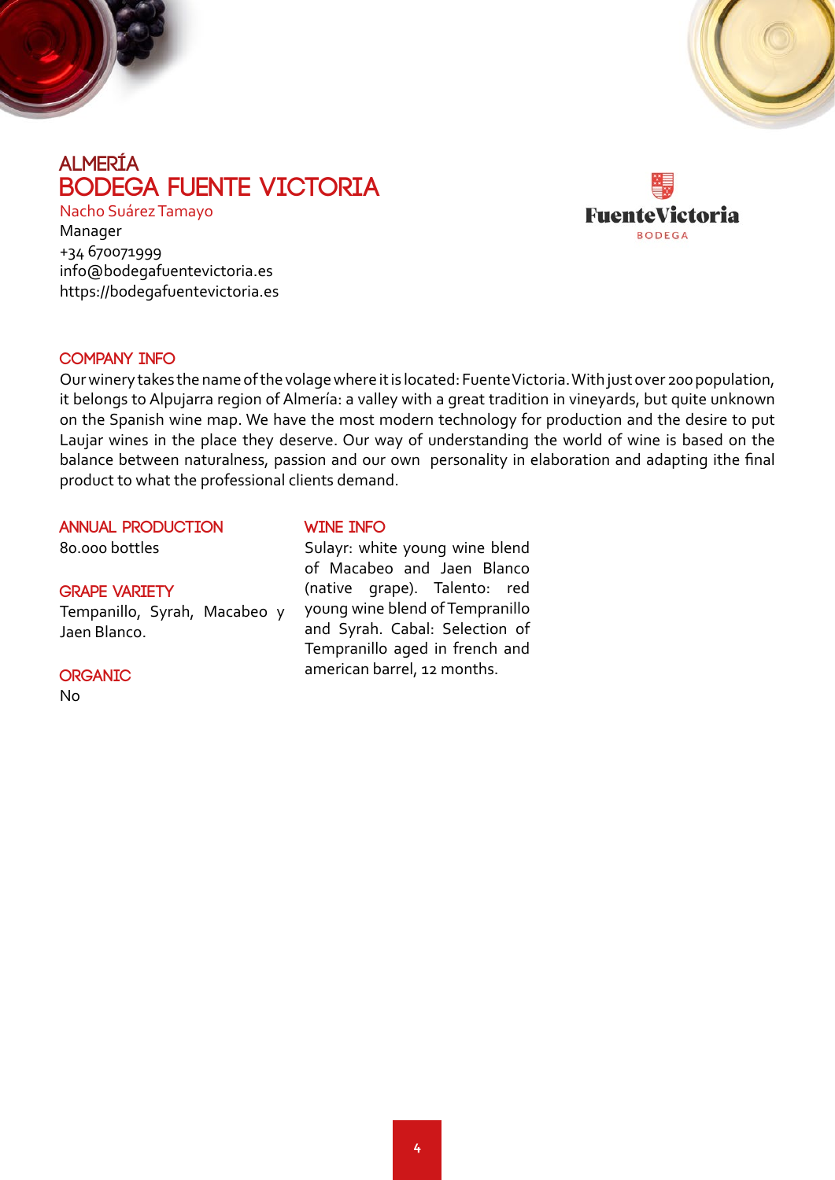# ALMERÍA

## BODEGA FUENTE VICTORIA

Nacho Suárez Tamayo
Manager
+34 670071999
info@bodegafuentevictoria.es
https://bodegafuentevictoria.es

FuenteVictoria
BODEGA

### COMPANY INFO

Our winery takes the name of the volage where it is located: Fuente Victoria. With just over 200 population, it belongs to Alpujarra region of Almería: a valley with a great tradition in vineyards, but quite unknown on the Spanish wine map. We have the most modern technology for production and the desire to put Laujar wines in the place they deserve. Our way of understanding the world of wine is based on the balance between naturalness, passion and our own personality in elaboration and adapting ithe final product to what the professional clients demand.

### ANNUAL PRODUCTION

80.000 bottles

### GRAPE VARIETY

Tempanillo, Syrah, Macabeo y Jaen Blanco.

### ORGANIC

No

### WINE INFO

Sulayr: white young wine blend of Macabeo and Jaen Blanco (native grape). Talento: red young wine blend of Tempranillo and Syrah. Cabal: Selection of Tempranillo aged in french and american barrel, 12 months.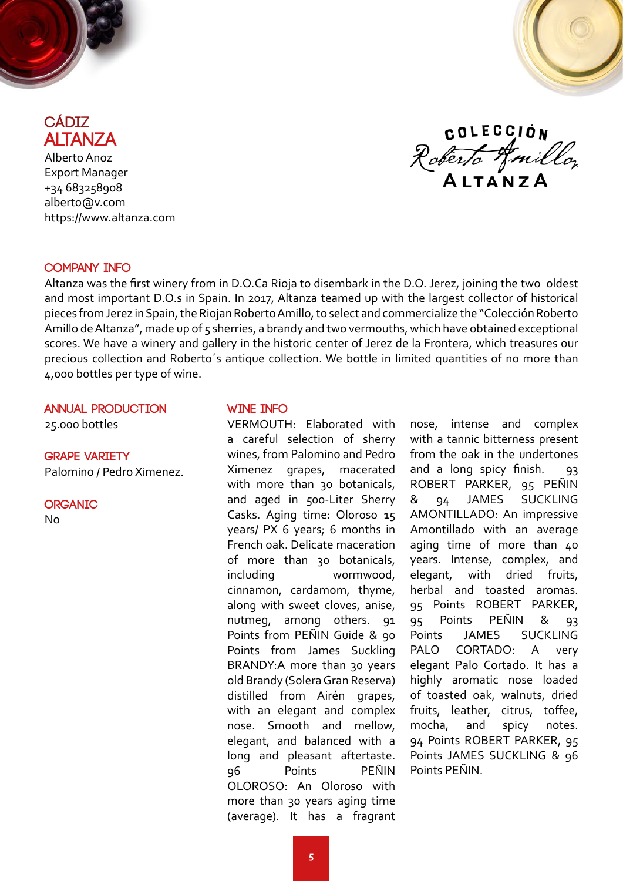# CÁDIZ

## ALTANZA

Alberto Anoz
Export Manager
+34 683258908
alberto@v.com
https://www.altanza.com

COLECCIÓN Roberto Amillo ALTANZA

### COMPANY INFO

Altanza was the first winery from in D.O.Ca Rioja to disembark in the D.O. Jerez, joining the two oldest and most important D.O.s in Spain. In 2017, Altanza teamed up with the largest collector of historical pieces from Jerez in Spain, the Riojan Roberto Amillo, to select and commercialize the "Colección Roberto Amillo de Altanza", made up of 5 sherries, a brandy and two vermouths, which have obtained exceptional scores. We have a winery and gallery in the historic center of Jerez de la Frontera, which treasures our precious collection and Roberto´s antique collection. We bottle in limited quantities of no more than 4,000 bottles per type of wine.

### ANNUAL PRODUCTION

25.000 bottles

### GRAPE VARIETY

Palomino / Pedro Ximenez.

### ORGANIC

No

### WINE INFO

VERMOUTH: Elaborated with a careful selection of sherry wines, from Palomino and Pedro Ximenez grapes, macerated with more than 30 botanicals, and aged in 500-Liter Sherry Casks. Aging time: Oloroso 15 years/ PX 6 years; 6 months in French oak. Delicate maceration of more than 30 botanicals, including wormwood, cinnamon, cardamom, thyme, along with sweet cloves, anise, nutmeg, among others. 91 Points from PEÑIN Guide & 90 Points from James Suckling BRANDY:A more than 30 years old Brandy (Solera Gran Reserva) distilled from Airén grapes, with an elegant and complex nose. Smooth and mellow, elegant, and balanced with a long and pleasant aftertaste. 96 Points PEÑIN OLOROSO: An Oloroso with more than 30 years aging time (average). It has a fragrant nose, intense and complex with a tannic bitterness present from the oak in the undertones and a long spicy finish. 93 ROBERT PARKER, 95 PEÑIN & 94 JAMES SUCKLING AMONTILLADO: An impressive Amontillado with an average aging time of more than 40 years. Intense, complex, and elegant, with dried fruits, herbal and toasted aromas. 95 Points ROBERT PARKER, 95 Points PEÑIN & 93 Points JAMES SUCKLING PALO CORTADO: A very elegant Palo Cortado. It has a highly aromatic nose loaded of toasted oak, walnuts, dried fruits, leather, citrus, toffee, mocha, and spicy notes. 94 Points ROBERT PARKER, 95 Points JAMES SUCKLING & 96 Points PEÑIN.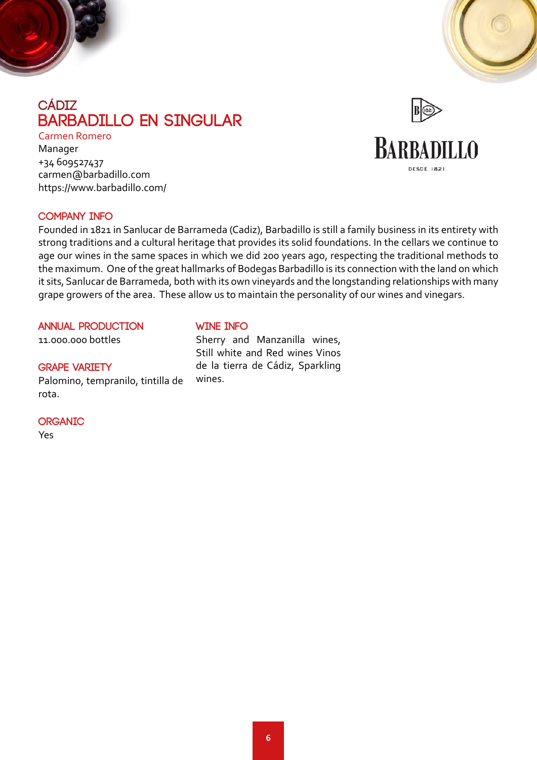# CÁDIZ
## BARBADILLO EN SINGULAR

Carmen Romero
Manager
+34 609527437
carmen@barbadillo.com
https://www.barbadillo.com/

BARBADILLO
DESDE 1821

### COMPANY INFO

Founded in 1821 in Sanlucar de Barrameda (Cadiz), Barbadillo is still a family business in its entirety with strong traditions and a cultural heritage that provides its solid foundations. In the cellars we continue to age our wines in the same spaces in which we did 200 years ago, respecting the traditional methods to the maximum. One of the great hallmarks of Bodegas Barbadillo is its connection with the land on which it sits, Sanlucar de Barrameda, both with its own vineyards and the longstanding relationships with many grape growers of the area. These allow us to maintain the personality of our wines and vinegars.

### ANNUAL PRODUCTION

11.000.000 bottles

### GRAPE VARIETY

Palomino, tempranilo, tintilla de rota.

### ORGANIC

Yes

### WINE INFO

Sherry and Manzanilla wines, Still white and Red wines Vinos de la tierra de Cádiz, Sparkling wines.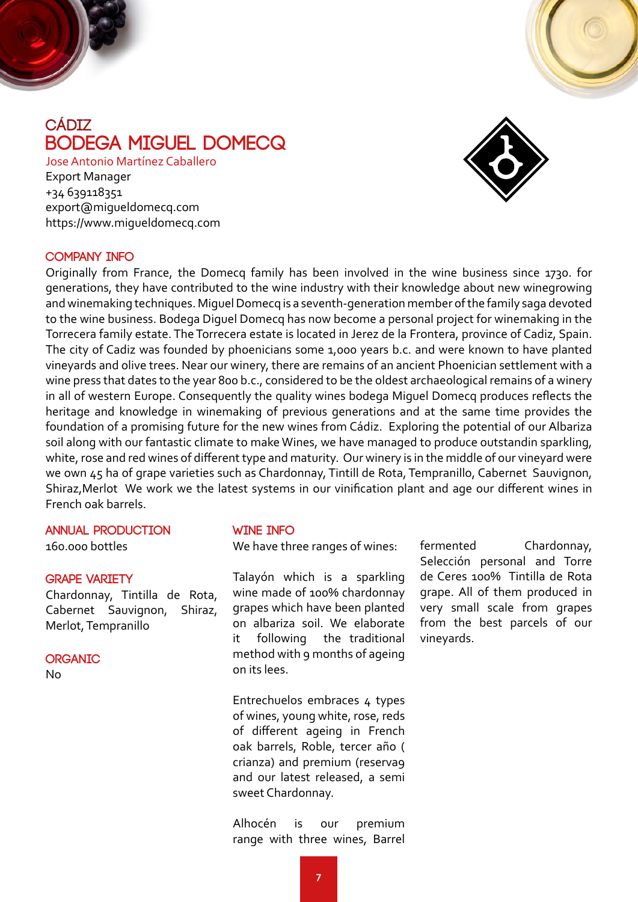# CÁDIZ

## BODEGA MIGUEL DOMECQ

Jose Antonio Martínez Caballero
Export Manager
+34 639118351
export@migueldomecq.com
https://www.migueldomecq.com

### COMPANY INFO

Originally from France, the Domecq family has been involved in the wine business since 1730. for generations, they have contributed to the wine industry with their knowledge about new winegrowing and winemaking techniques. Miguel Domecq is a seventh-generation member of the family saga devoted to the wine business. Bodega Diguel Domecq has now become a personal project for winemaking in the Torrecera family estate. The Torrecera estate is located in Jerez de la Frontera, province of Cadiz, Spain. The city of Cadiz was founded by phoenicians some 1,000 years b.c. and were known to have planted vineyards and olive trees. Near our winery, there are remains of an ancient Phoenician settlement with a wine press that dates to the year 800 b.c., considered to be the oldest archaeological remains of a winery in all of western Europe. Consequently the quality wines bodega Miguel Domecq produces reflects the heritage and knowledge in winemaking of previous generations and at the same time provides the foundation of a promising future for the new wines from Cádiz. Exploring the potential of our Albariza soil along with our fantastic climate to make Wines, we have managed to produce outstandin sparkling, white, rose and red wines of different type and maturity. Our winery is in the middle of our vineyard were we own 45 ha of grape varieties such as Chardonnay, Tintill de Rota, Tempranillo, Cabernet Sauvignon, Shiraz,Merlot We work we the latest systems in our vinification plant and age our different wines in French oak barrels.

### ANNUAL PRODUCTION

160.000 bottles

### GRAPE VARIETY

Chardonnay, Tintilla de Rota, Cabernet Sauvignon, Shiraz, Merlot, Tempranillo

### ORGANIC

No

### WINE INFO

We have three ranges of wines:

Talayón which is a sparkling wine made of 100% chardonnay grapes which have been planted on albariza soil. We elaborate it following the traditional method with 9 months of ageing on its lees.

Entrechuelos embraces 4 types of wines, young white, rose, reds of different ageing in French oak barrels, Roble, tercer año ( crianza) and premium (reservag and our latest released, a semi sweet Chardonnay.

Alhocén is our premium range with three wines, Barrel fermented Chardonnay, Selección personal and Torre de Ceres 100% Tintilla de Rota grape. All of them produced in very small scale from grapes from the best parcels of our vineyards.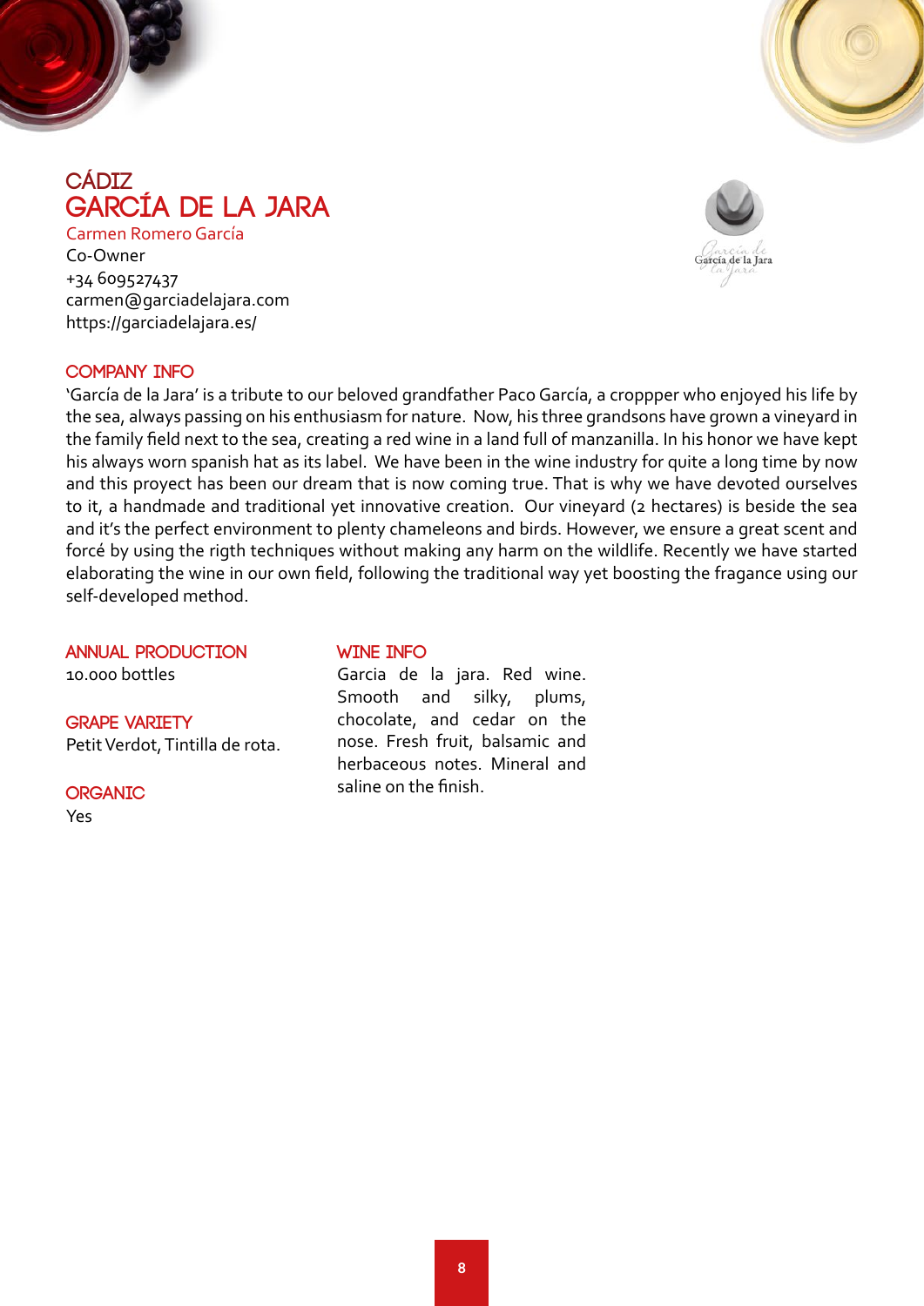## CÁDIZ

# GARCÍA DE LA JARA

Carmen Romero García
Co-Owner
+34 609527437
carmen@garciadelajara.com
https://garciadelajara.es/

### COMPANY INFO

'García de la Jara' is a tribute to our beloved grandfather Paco García, a croppper who enjoyed his life by the sea, always passing on his enthusiasm for nature. Now, his three grandsons have grown a vineyard in the family field next to the sea, creating a red wine in a land full of manzanilla. In his honor we have kept his always worn spanish hat as its label. We have been in the wine industry for quite a long time by now and this proyect has been our dream that is now coming true. That is why we have devoted ourselves to it, a handmade and traditional yet innovative creation. Our vineyard (2 hectares) is beside the sea and it's the perfect environment to plenty chameleons and birds. However, we ensure a great scent and forcé by using the rigth techniques without making any harm on the wildlife. Recently we have started elaborating the wine in our own field, following the traditional way yet boosting the fragance using our self-developed method.

### ANNUAL PRODUCTION

10.000 bottles

### GRAPE VARIETY

Petit Verdot, Tintilla de rota.

### ORGANIC

Yes

### WINE INFO

Garcia de la jara. Red wine. Smooth and silky, plums, chocolate, and cedar on the nose. Fresh fruit, balsamic and herbaceous notes. Mineral and saline on the finish.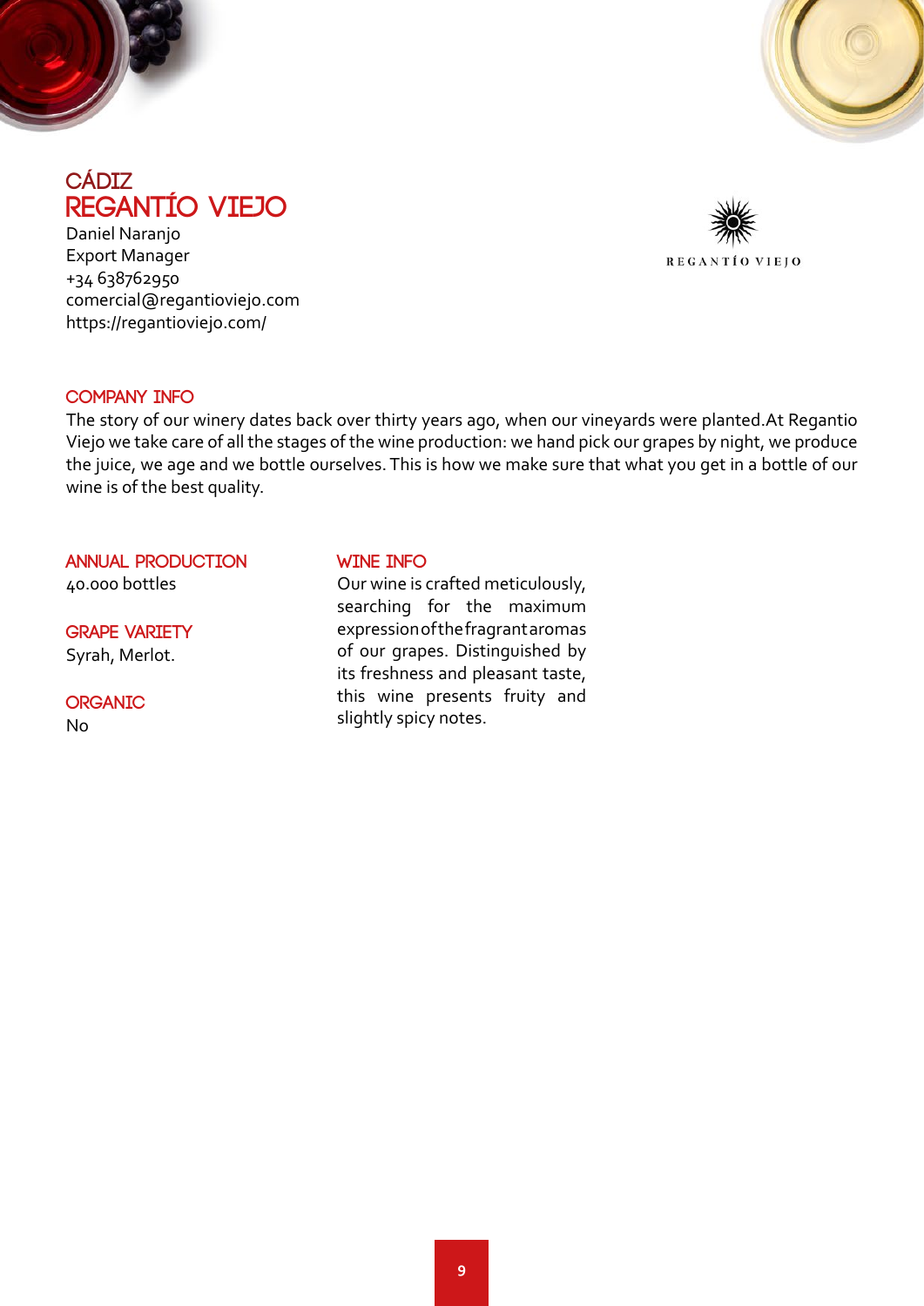## CÁDIZ

# REGANTÍO VIEJO

Daniel Naranjo
Export Manager
+34 638762950
comercial@regantioviejo.com
https://regantioviejo.com/

REGANTÍO VIEJO

### COMPANY INFO

The story of our winery dates back over thirty years ago, when our vineyards were planted.At Regantio Viejo we take care of all the stages of the wine production: we hand pick our grapes by night, we produce the juice, we age and we bottle ourselves. This is how we make sure that what you get in a bottle of our wine is of the best quality.

### ANNUAL PRODUCTION

40.000 bottles

### GRAPE VARIETY

Syrah, Merlot.

### ORGANIC

No

### WINE INFO

Our wine is crafted meticulously, searching for the maximum expression of the fragrant aromas of our grapes. Distinguished by its freshness and pleasant taste, this wine presents fruity and slightly spicy notes.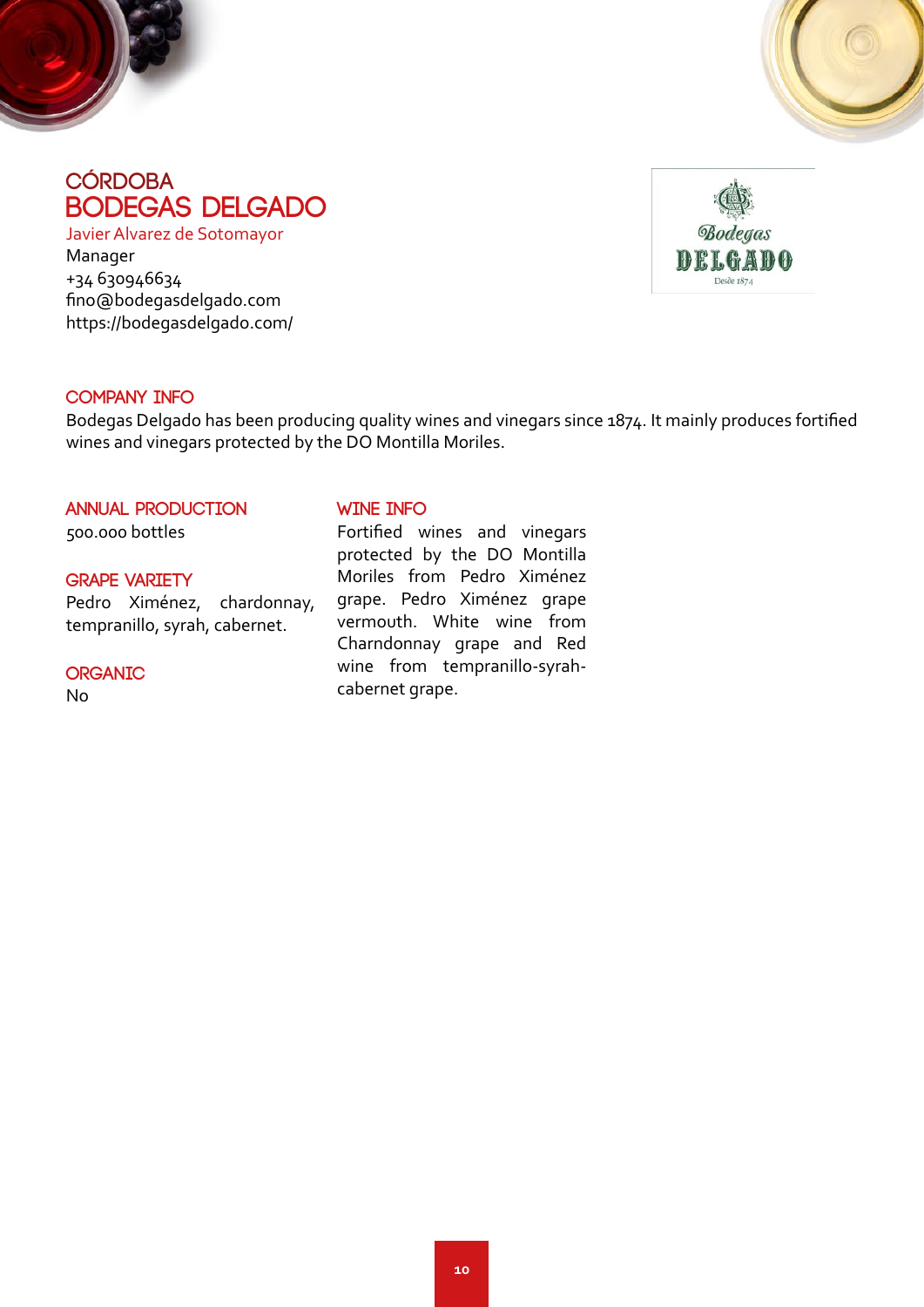# CÓRDOBA

## BODEGAS DELGADO

Javier Alvarez de Sotomayor
Manager
+34 630946634
fino@bodegasdelgado.com
https://bodegasdelgado.com/

### COMPANY INFO

Bodegas Delgado has been producing quality wines and vinegars since 1874. It mainly produces fortified wines and vinegars protected by the DO Montilla Moriles.

### ANNUAL PRODUCTION

500.000 bottles

### GRAPE VARIETY

Pedro Ximénez, chardonnay, tempranillo, syrah, cabernet.

### ORGANIC

No

### WINE INFO

Fortified wines and vinegars protected by the DO Montilla Moriles from Pedro Ximénez grape. Pedro Ximénez grape vermouth. White wine from Charndonnay grape and Red wine from tempranillo-syrah-cabernet grape.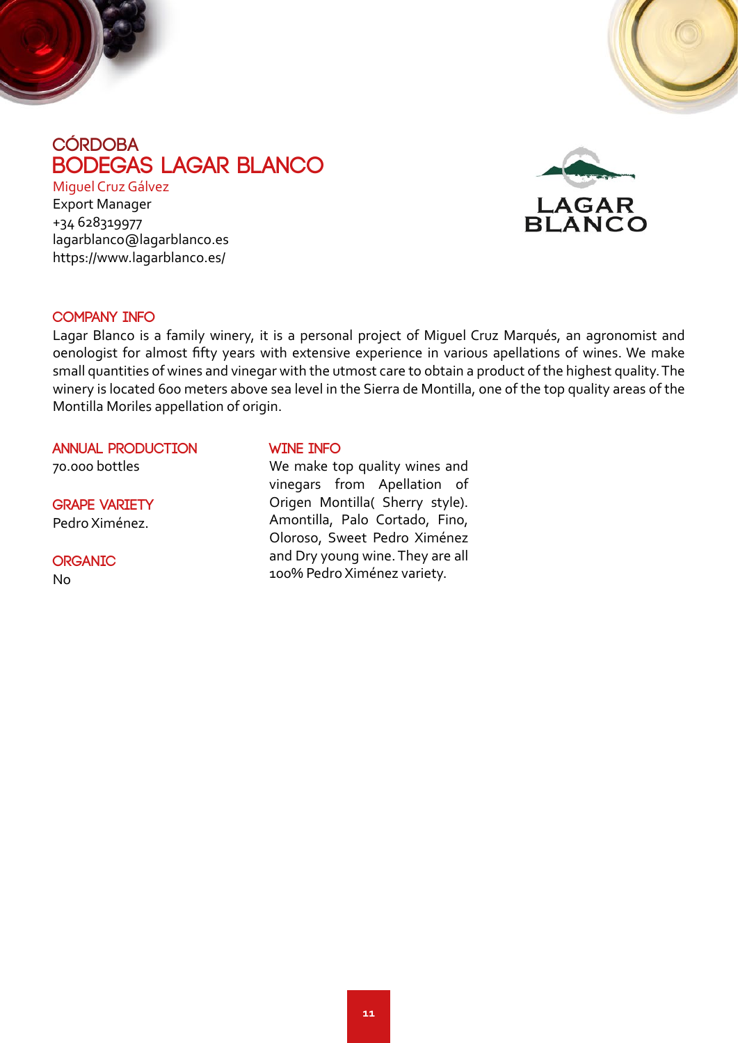# CÓRDOBA

## BODEGAS LAGAR BLANCO

Miguel Cruz Gálvez
Export Manager
+34 628319977
lagarblanco@lagarblanco.es
https://www.lagarblanco.es/

### COMPANY INFO

Lagar Blanco is a family winery, it is a personal project of Miguel Cruz Marqués, an agronomist and oenologist for almost fifty years with extensive experience in various apellations of wines. We make small quantities of wines and vinegar with the utmost care to obtain a product of the highest quality. The winery is located 600 meters above sea level in the Sierra de Montilla, one of the top quality areas of the Montilla Moriles appellation of origin.

### ANNUAL PRODUCTION

70.000 bottles

### GRAPE VARIETY

Pedro Ximénez.

### ORGANIC

No

### WINE INFO

We make top quality wines and vinegars from Apellation of Origen Montilla( Sherry style). Amontilla, Palo Cortado, Fino, Oloroso, Sweet Pedro Ximénez and Dry young wine. They are all 100% Pedro Ximénez variety.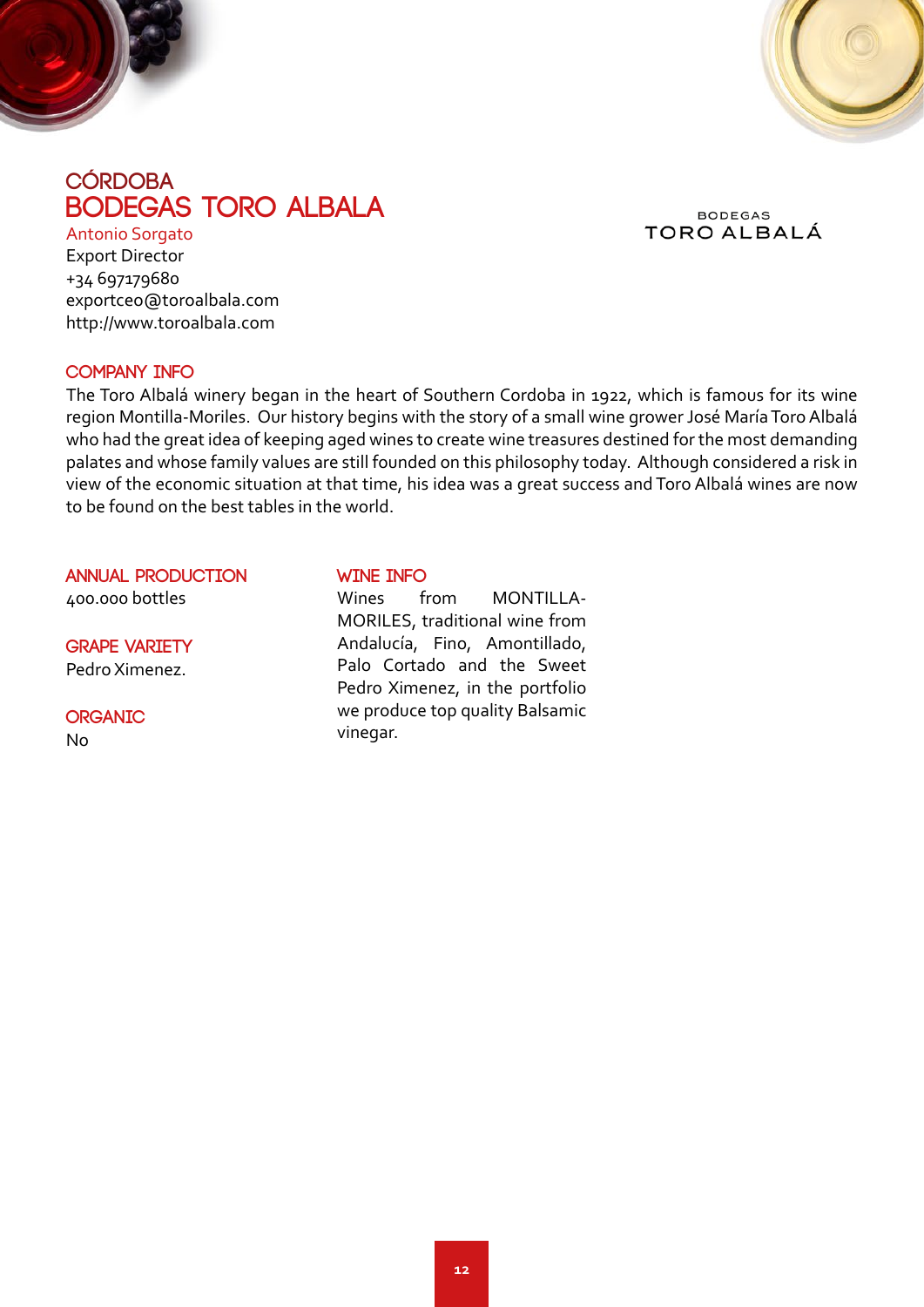# CÓRDOBA

## BODEGAS TORO ALBALA

BODEGAS
TORO ALBALÁ

Antonio Sorgato
Export Director
+34 697179680
exportceo@toroalbala.com
http://www.toroalbala.com

### COMPANY INFO

The Toro Albalá winery began in the heart of Southern Cordoba in 1922, which is famous for its wine region Montilla-Moriles. Our history begins with the story of a small wine grower José María Toro Albalá who had the great idea of keeping aged wines to create wine treasures destined for the most demanding palates and whose family values are still founded on this philosophy today. Although considered a risk in view of the economic situation at that time, his idea was a great success and Toro Albalá wines are now to be found on the best tables in the world.

### ANNUAL PRODUCTION

400.000 bottles

### GRAPE VARIETY

Pedro Ximenez.

### ORGANIC

No

### WINE INFO

Wines from MONTILLA-MORILES, traditional wine from Andalucía, Fino, Amontillado, Palo Cortado and the Sweet Pedro Ximenez, in the portfolio we produce top quality Balsamic vinegar.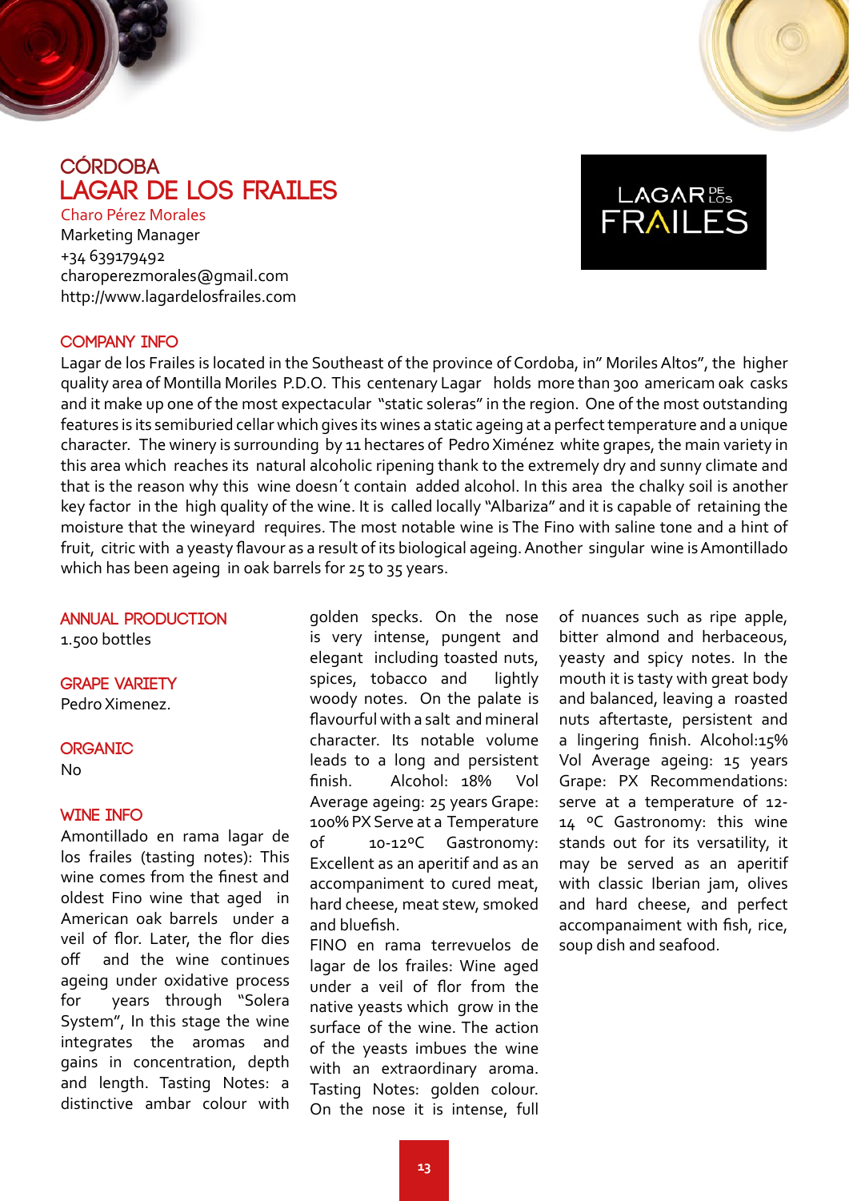# CÓRDOBA

## LAGAR DE LOS FRAILES

Charo Pérez Morales
Marketing Manager
+34 639179492
charoperezmorales@gmail.com
http://www.lagardelosfrailes.com

LAGAR DE LOS FRAILES

### COMPANY INFO

Lagar de los Frailes is located in the Southeast of the province of Cordoba, in" Moriles Altos", the higher quality area of Montilla Moriles P.D.O. This centenary Lagar holds more than 300 americam oak casks and it make up one of the most expectacular "static soleras" in the region. One of the most outstanding features is its semiburied cellar which gives its wines a static ageing at a perfect temperature and a unique character. The winery is surrounding by 11 hectares of Pedro Ximénez white grapes, the main variety in this area which reaches its natural alcoholic ripening thank to the extremely dry and sunny climate and that is the reason why this wine doesn´t contain added alcohol. In this area the chalky soil is another key factor in the high quality of the wine. It is called locally "Albariza" and it is capable of retaining the moisture that the wineyard requires. The most notable wine is The Fino with saline tone and a hint of fruit, citric with a yeasty flavour as a result of its biological ageing. Another singular wine is Amontillado which has been ageing in oak barrels for 25 to 35 years.

### ANNUAL PRODUCTION

1.500 bottles

### GRAPE VARIETY

Pedro Ximenez.

### ORGANIC

No

### WINE INFO

Amontillado en rama lagar de los frailes (tasting notes): This wine comes from the finest and oldest Fino wine that aged in American oak barrels under a veil of flor. Later, the flor dies off and the wine continues ageing under oxidative process for years through "Solera System", In this stage the wine integrates the aromas and gains in concentration, depth and length. Tasting Notes: a distinctive ambar colour with golden specks. On the nose is very intense, pungent and elegant including toasted nuts, spices, tobacco and lightly woody notes. On the palate is flavourful with a salt and mineral character. Its notable volume leads to a long and persistent finish. Alcohol: 18% Vol Average ageing: 25 years Grape: 100% PX Serve at a Temperature of 10-12ºC Gastronomy: Excellent as an aperitif and as an accompaniment to cured meat, hard cheese, meat stew, smoked and bluefish.

FINO en rama terrevuelos de lagar de los frailes: Wine aged under a veil of flor from the native yeasts which grow in the surface of the wine. The action of the yeasts imbues the wine with an extraordinary aroma. Tasting Notes: golden colour. On the nose it is intense, full of nuances such as ripe apple, bitter almond and herbaceous, yeasty and spicy notes. In the mouth it is tasty with great body and balanced, leaving a roasted nuts aftertaste, persistent and a lingering finish. Alcohol:15% Vol Average ageing: 15 years Grape: PX Recommendations: serve at a temperature of 12-14 ºC Gastronomy: this wine stands out for its versatility, it may be served as an aperitif with classic Iberian jam, olives and hard cheese, and perfect accompanaiment with fish, rice, soup dish and seafood.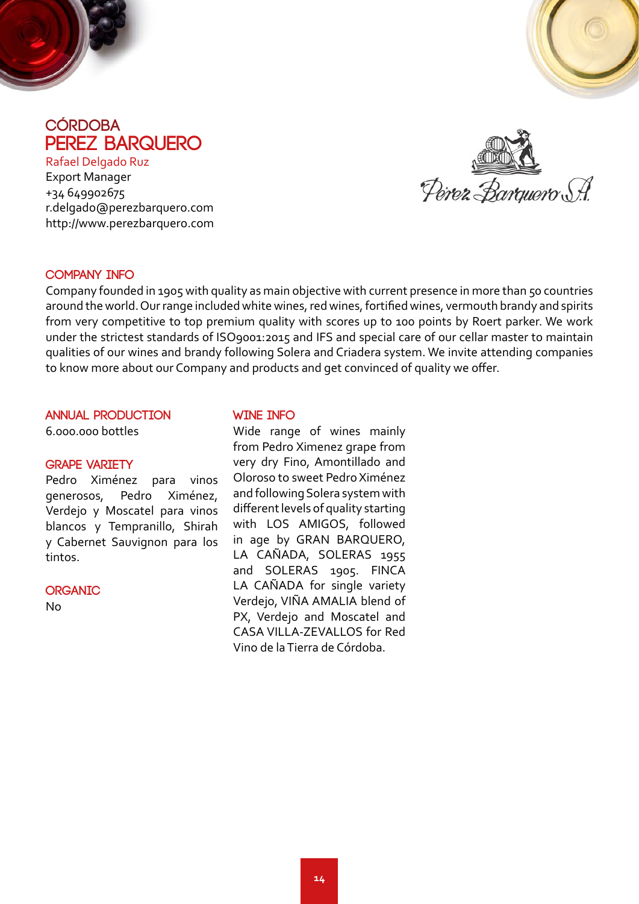# CÓRDOBA

## PEREZ BARQUERO

Rafael Delgado Ruz
Export Manager
+34 649902675
r.delgado@perezbarquero.com
http://www.perezbarquero.com

### COMPANY INFO

Company founded in 1905 with quality as main objective with current presence in more than 50 countries around the world. Our range included white wines, red wines, fortified wines, vermouth brandy and spirits from very competitive to top premium quality with scores up to 100 points by Roert parker. We work under the strictest standards of ISO9001:2015 and IFS and special care of our cellar master to maintain qualities of our wines and brandy following Solera and Criadera system. We invite attending companies to know more about our Company and products and get convinced of quality we offer.

### ANNUAL PRODUCTION

6.000.000 bottles

### GRAPE VARIETY

Pedro Ximénez para vinos generosos, Pedro Ximénez, Verdejo y Moscatel para vinos blancos y Tempranillo, Shirah y Cabernet Sauvignon para los tintos.

### ORGANIC

No

### WINE INFO

Wide range of wines mainly from Pedro Ximenez grape from very dry Fino, Amontillado and Oloroso to sweet Pedro Ximénez and following Solera system with different levels of quality starting with LOS AMIGOS, followed in age by GRAN BARQUERO, LA CAÑADA, SOLERAS 1955 and SOLERAS 1905. FINCA LA CAÑADA for single variety Verdejo, VIÑA AMALIA blend of PX, Verdejo and Moscatel and CASA VILLA-ZEVALLOS for Red Vino de la Tierra de Córdoba.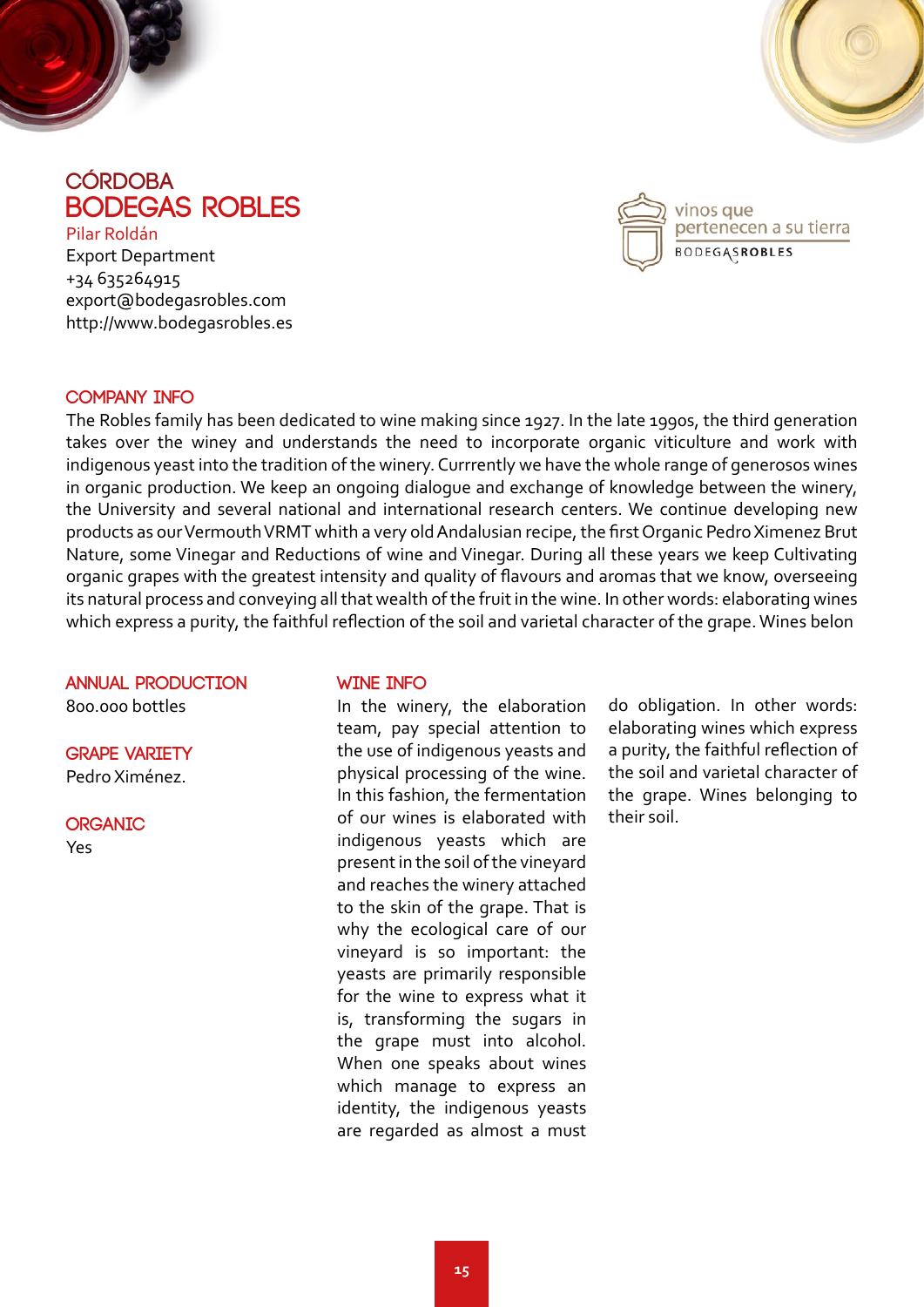# CÓRDOBA

## BODEGAS ROBLES

Pilar Roldán
Export Department
+34 635264915
export@bodegasrobles.com
http://www.bodegasrobles.es

vinos que pertenecen a su tierra
BODEGASROBLES

### COMPANY INFO

The Robles family has been dedicated to wine making since 1927. In the late 1990s, the third generation takes over the winey and understands the need to incorporate organic viticulture and work with indigenous yeast into the tradition of the winery. Currrently we have the whole range of generosos wines in organic production. We keep an ongoing dialogue and exchange of knowledge between the winery, the University and several national and international research centers. We continue developing new products as our Vermouth VRMT whith a very old Andalusian recipe, the first Organic Pedro Ximenez Brut Nature, some Vinegar and Reductions of wine and Vinegar. During all these years we keep Cultivating organic grapes with the greatest intensity and quality of flavours and aromas that we know, overseeing its natural process and conveying all that wealth of the fruit in the wine. In other words: elaborating wines which express a purity, the faithful reflection of the soil and varietal character of the grape. Wines belon

### ANNUAL PRODUCTION

800.000 bottles

### GRAPE VARIETY

Pedro Ximénez.

### ORGANIC

Yes

### WINE INFO

In the winery, the elaboration team, pay special attention to the use of indigenous yeasts and physical processing of the wine. In this fashion, the fermentation of our wines is elaborated with indigenous yeasts which are present in the soil of the vineyard and reaches the winery attached to the skin of the grape. That is why the ecological care of our vineyard is so important: the yeasts are primarily responsible for the wine to express what it is, transforming the sugars in the grape must into alcohol. When one speaks about wines which manage to express an identity, the indigenous yeasts are regarded as almost a must do obligation. In other words: elaborating wines which express a purity, the faithful reflection of the soil and varietal character of the grape. Wines belonging to their soil.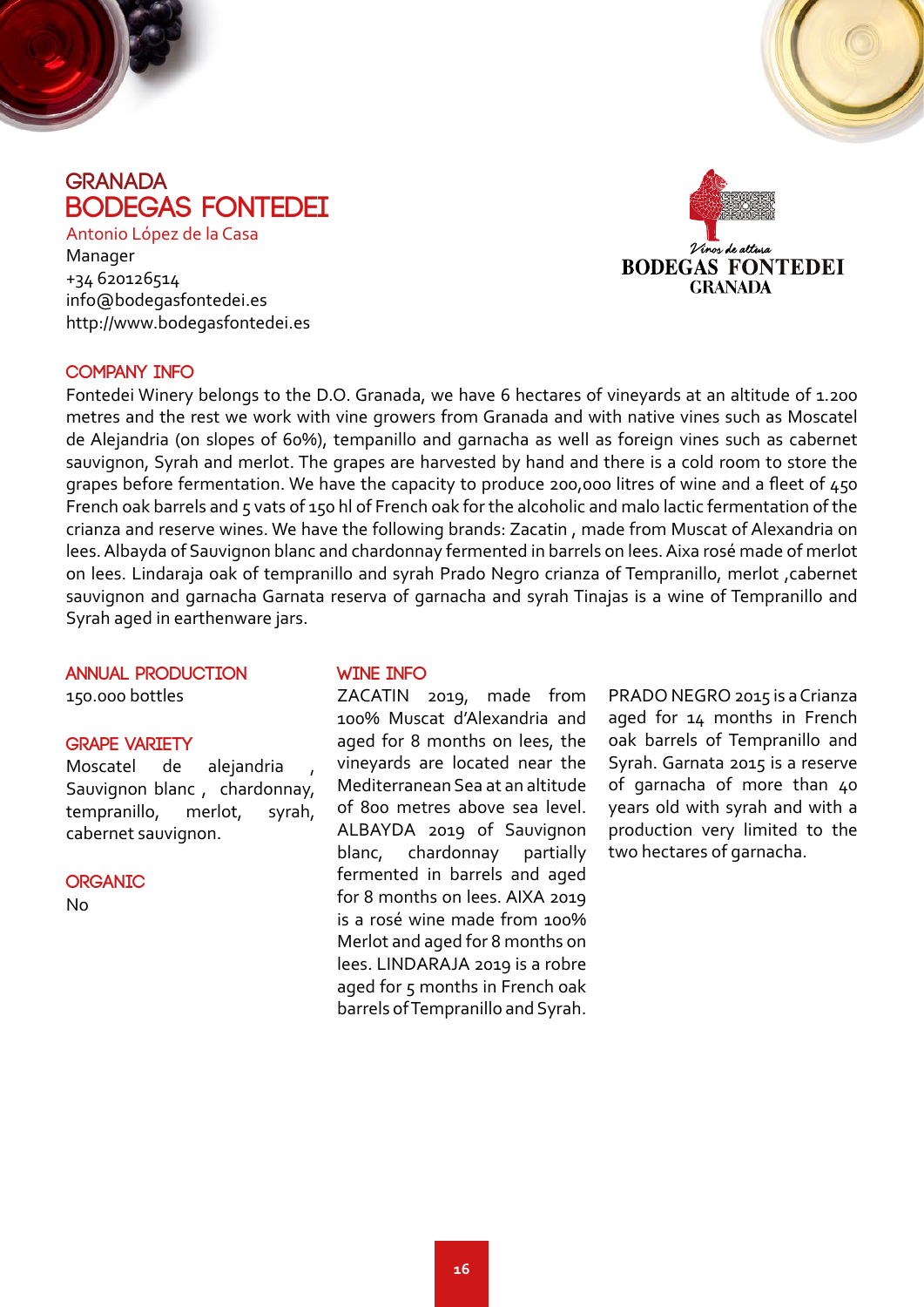# GRANADA
# BODEGAS FONTEDEI

Antonio López de la Casa
Manager
+34 620126514
info@bodegasfontedei.es
http://www.bodegasfontedei.es

Vinos de altura
BODEGAS FONTEDEI
GRANADA

## COMPANY INFO

Fontedei Winery belongs to the D.O. Granada, we have 6 hectares of vineyards at an altitude of 1.200 metres and the rest we work with vine growers from Granada and with native vines such as Moscatel de Alejandria (on slopes of 60%), tempanillo and garnacha as well as foreign vines such as cabernet sauvignon, Syrah and merlot. The grapes are harvested by hand and there is a cold room to store the grapes before fermentation. We have the capacity to produce 200,000 litres of wine and a fleet of 450 French oak barrels and 5 vats of 150 hl of French oak for the alcoholic and malo lactic fermentation of the crianza and reserve wines. We have the following brands: Zacatin , made from Muscat of Alexandria on lees. Albayda of Sauvignon blanc and chardonnay fermented in barrels on lees. Aixa rosé made of merlot on lees. Lindaraja oak of tempranillo and syrah Prado Negro crianza of Tempranillo, merlot ,cabernet sauvignon and garnacha Garnata reserva of garnacha and syrah Tinajas is a wine of Tempranillo and Syrah aged in earthenware jars.

## ANNUAL PRODUCTION

150.000 bottles

## GRAPE VARIETY

Moscatel de alejandria , Sauvignon blanc , chardonnay, tempranillo, merlot, syrah, cabernet sauvignon.

## ORGANIC

No

## WINE INFO

ZACATIN 2019, made from 100% Muscat d'Alexandria and aged for 8 months on lees, the vineyards are located near the Mediterranean Sea at an altitude of 800 metres above sea level. ALBAYDA 2019 of Sauvignon blanc, chardonnay partially fermented in barrels and aged for 8 months on lees. AIXA 2019 is a rosé wine made from 100% Merlot and aged for 8 months on lees. LINDARAJA 2019 is a robre aged for 5 months in French oak barrels of Tempranillo and Syrah.

PRADO NEGRO 2015 is a Crianza aged for 14 months in French oak barrels of Tempranillo and Syrah. Garnata 2015 is a reserve of garnacha of more than 40 years old with syrah and with a production very limited to the two hectares of garnacha.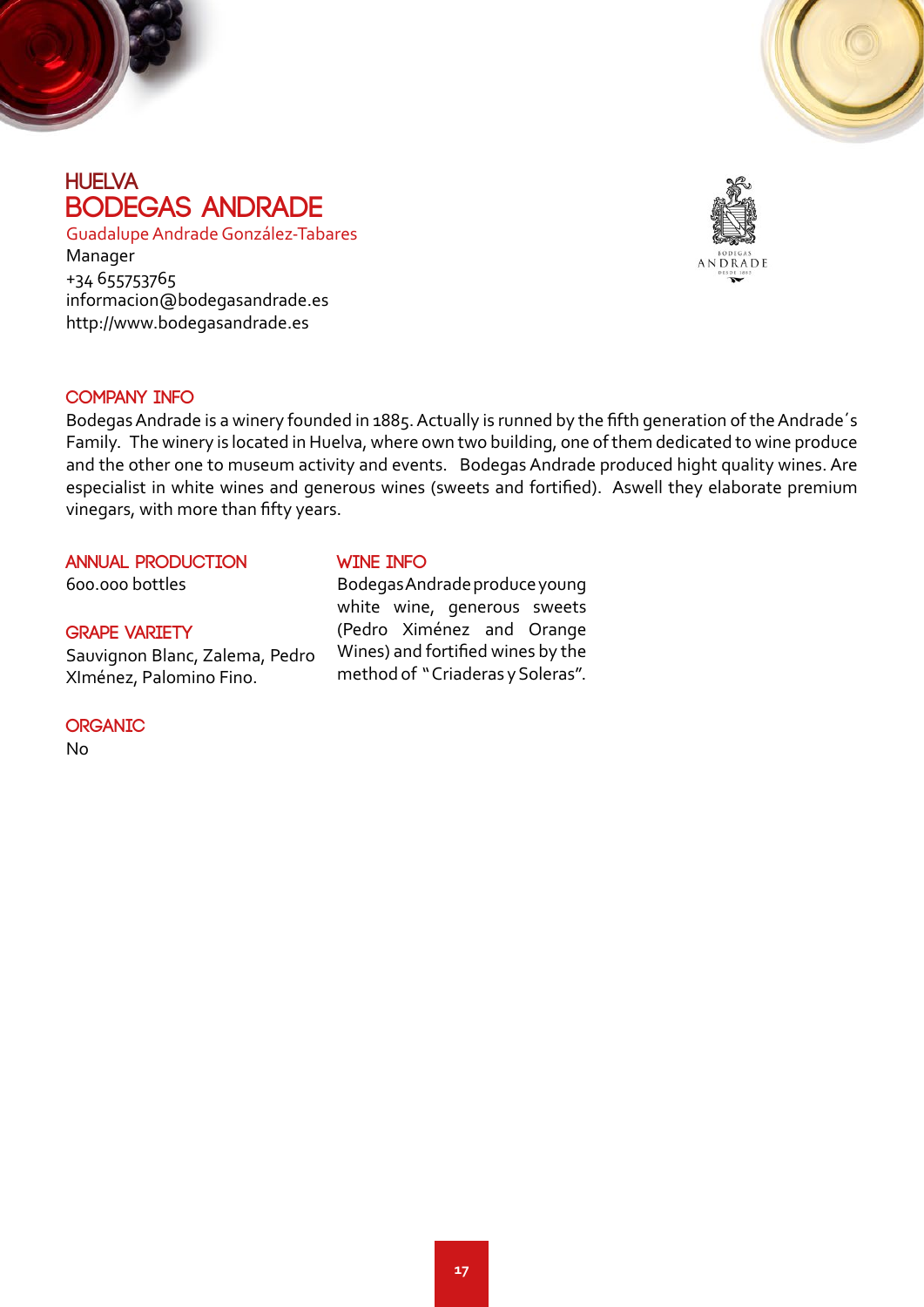## HUELVA

# BODEGAS ANDRADE

Guadalupe Andrade González-Tabares
Manager
+34 655753765
informacion@bodegasandrade.es
http://www.bodegasandrade.es

### COMPANY INFO

Bodegas Andrade is a winery founded in 1885. Actually is runned by the fifth generation of the Andrade´s Family. The winery is located in Huelva, where own two building, one of them dedicated to wine produce and the other one to museum activity and events. Bodegas Andrade produced hight quality wines. Are especialist in white wines and generous wines (sweets and fortified). Aswell they elaborate premium vinegars, with more than fifty years.

### ANNUAL PRODUCTION

600.000 bottles

### GRAPE VARIETY

Sauvignon Blanc, Zalema, Pedro XIménez, Palomino Fino.

### ORGANIC

No

### WINE INFO

Bodegas Andrade produce young white wine, generous sweets (Pedro Ximénez and Orange Wines) and fortified wines by the method of "Criaderas y Soleras".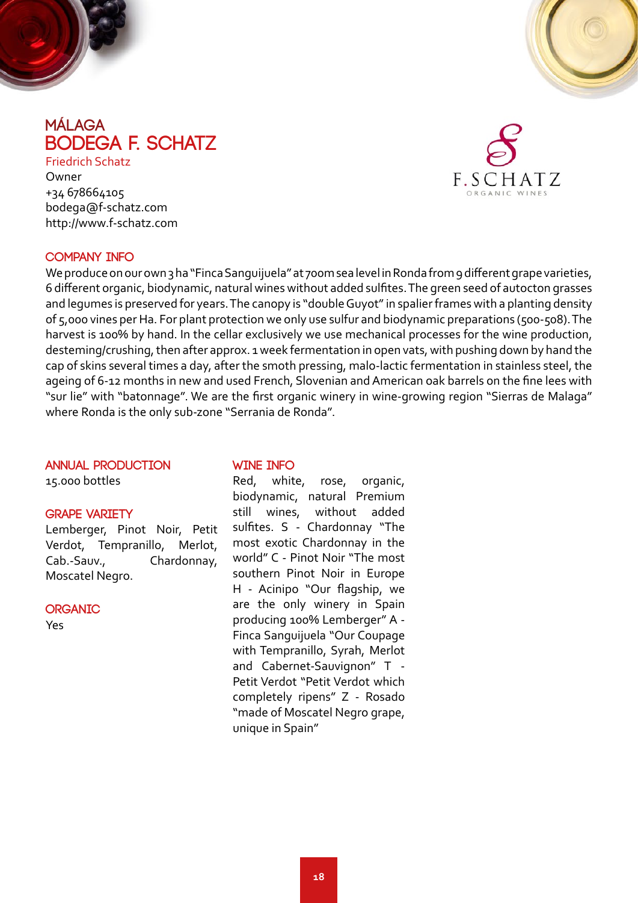## MÁLAGA

# BODEGA F. SCHATZ

Friedrich Schatz
Owner
+34 678664105
bodega@f-schatz.com
http://www.f-schatz.com

### COMPANY INFO

We produce on our own 3 ha "Finca Sanguijuela" at 700m sea level in Ronda from 9 different grape varieties, 6 different organic, biodynamic, natural wines without added sulfites. The green seed of autocton grasses and legumes is preserved for years. The canopy is "double Guyot" in spalier frames with a planting density of 5,000 vines per Ha. For plant protection we only use sulfur and biodynamic preparations (500-508). The harvest is 100% by hand. In the cellar exclusively we use mechanical processes for the wine production, desteming/crushing, then after approx. 1 week fermentation in open vats, with pushing down by hand the cap of skins several times a day, after the smoth pressing, malo-lactic fermentation in stainless steel, the ageing of 6-12 months in new and used French, Slovenian and American oak barrels on the fine lees with "sur lie" with "batonnage". We are the first organic winery in wine-growing region "Sierras de Malaga" where Ronda is the only sub-zone "Serrania de Ronda".

### ANNUAL PRODUCTION

15.000 bottles

### GRAPE VARIETY

Lemberger, Pinot Noir, Petit Verdot, Tempranillo, Merlot, Cab.-Sauv., Chardonnay, Moscatel Negro.

### ORGANIC

Yes

### WINE INFO

Red, white, rose, organic, biodynamic, natural Premium still wines, without added sulfites. S - Chardonnay "The most exotic Chardonnay in the world" C - Pinot Noir "The most southern Pinot Noir in Europe H - Acinipo "Our flagship, we are the only winery in Spain producing 100% Lemberger" A - Finca Sanguijuela "Our Coupage with Tempranillo, Syrah, Merlot and Cabernet-Sauvignon" T - Petit Verdot "Petit Verdot which completely ripens" Z - Rosado "made of Moscatel Negro grape, unique in Spain"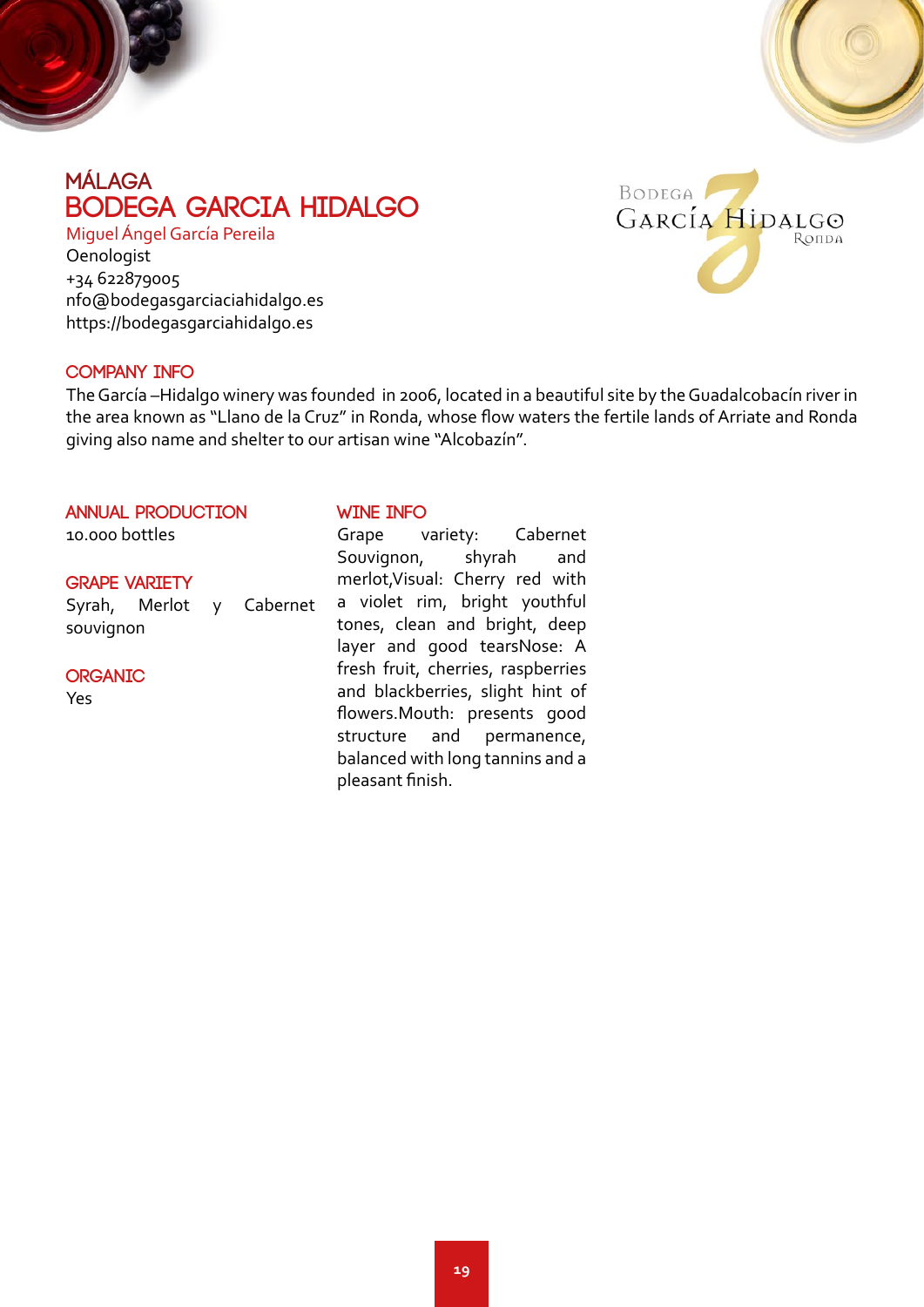## MÁLAGA

# BODEGA GARCIA HIDALGO

Miguel Ángel García Pereila
Oenologist
+34 622879005
nfo@bodegasgarciaciahidalgo.es
https://bodegasgarciahidalgo.es

### COMPANY INFO

The García –Hidalgo winery was founded in 2006, located in a beautiful site by the Guadalcobacín river in the area known as "Llano de la Cruz" in Ronda, whose flow waters the fertile lands of Arriate and Ronda giving also name and shelter to our artisan wine "Alcobazín".

### ANNUAL PRODUCTION

10.000 bottles

### GRAPE VARIETY

Syrah, Merlot y Cabernet souvignon

### ORGANIC

Yes

### WINE INFO

Grape variety: Cabernet Souvignon, shyrah and merlot,Visual: Cherry red with a violet rim, bright youthful tones, clean and bright, deep layer and good tearsNose: A fresh fruit, cherries, raspberries and blackberries, slight hint of flowers.Mouth: presents good structure and permanence, balanced with long tannins and a pleasant finish.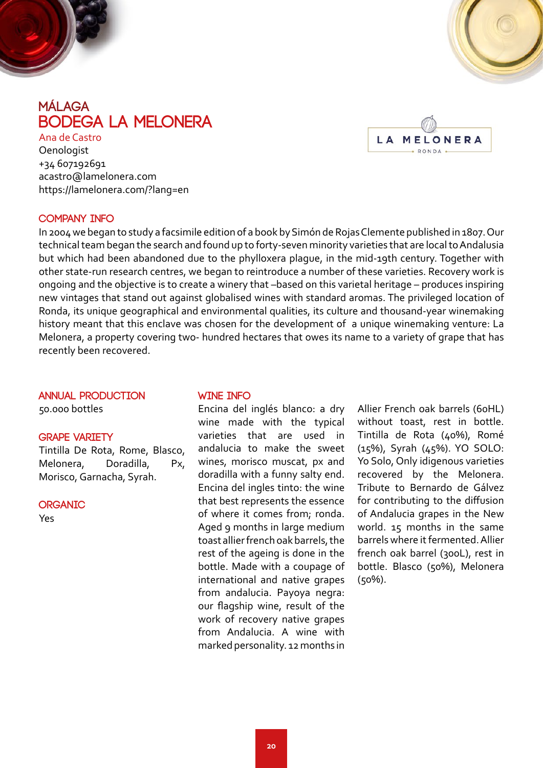# MÁLAGA
# BODEGA LA MELONERA

Ana de Castro
Oenologist
+34 607192691
acastro@lamelonera.com
https://lamelonera.com/?lang=en

## COMPANY INFO

In 2004 we began to study a facsimile edition of a book by Simón de Rojas Clemente published in 1807. Our technical team began the search and found up to forty-seven minority varieties that are local to Andalusia but which had been abandoned due to the phylloxera plague, in the mid-19th century. Together with other state-run research centres, we began to reintroduce a number of these varieties. Recovery work is ongoing and the objective is to create a winery that –based on this varietal heritage – produces inspiring new vintages that stand out against globalised wines with standard aromas. The privileged location of Ronda, its unique geographical and environmental qualities, its culture and thousand-year winemaking history meant that this enclave was chosen for the development of a unique winemaking venture: La Melonera, a property covering two- hundred hectares that owes its name to a variety of grape that has recently been recovered.

## ANNUAL PRODUCTION

50.000 bottles

## GRAPE VARIETY

Tintilla De Rota, Rome, Blasco, Melonera, Doradilla, Px, Morisco, Garnacha, Syrah.

## ORGANIC

Yes

## WINE INFO

Encina del inglés blanco: a dry wine made with the typical varieties that are used in andalucia to make the sweet wines, morisco muscat, px and doradilla with a funny salty end. Encina del ingles tinto: the wine that best represents the essence of where it comes from; ronda. Aged 9 months in large medium toast allier french oak barrels, the rest of the ageing is done in the bottle. Made with a coupage of international and native grapes from andalucia. Payoya negra: our flagship wine, result of the work of recovery native grapes from Andalucia. A wine with marked personality. 12 months in Allier French oak barrels (60HL) without toast, rest in bottle. Tintilla de Rota (40%), Romé (15%), Syrah (45%). YO SOLO: Yo Solo, Only idigenous varieties recovered by the Melonera. Tribute to Bernardo de Gálvez for contributing to the diffusion of Andalucia grapes in the New world. 15 months in the same barrels where it fermented. Allier french oak barrel (300L), rest in bottle. Blasco (50%), Melonera (50%).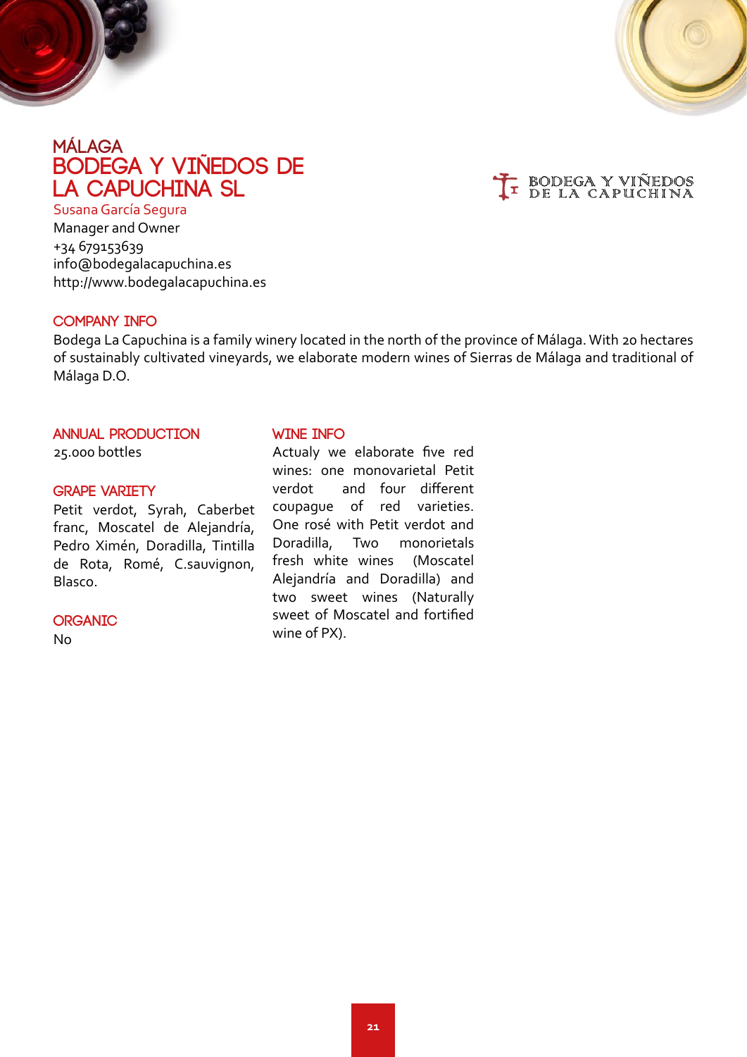# MÁLAGA
# BODEGA Y VIÑEDOS DE LA CAPUCHINA SL

Susana García Segura
Manager and Owner
+34 679153639
info@bodegalacapuchina.es
http://www.bodegalacapuchina.es

BODEGA Y VIÑEDOS DE LA CAPUCHINA

## COMPANY INFO

Bodega La Capuchina is a family winery located in the north of the province of Málaga. With 20 hectares of sustainably cultivated vineyards, we elaborate modern wines of Sierras de Málaga and traditional of Málaga D.O.

## ANNUAL PRODUCTION

25.000 bottles

## GRAPE VARIETY

Petit verdot, Syrah, Caberbet franc, Moscatel de Alejandría, Pedro Ximén, Doradilla, Tintilla de Rota, Romé, C.sauvignon, Blasco.

## ORGANIC

No

## WINE INFO

Actualy we elaborate five red wines: one monovarietal Petit verdot and four different coupague of red varieties. One rosé with Petit verdot and Doradilla, Two monorietals fresh white wines (Moscatel Alejandría and Doradilla) and two sweet wines (Naturally sweet of Moscatel and fortified wine of PX).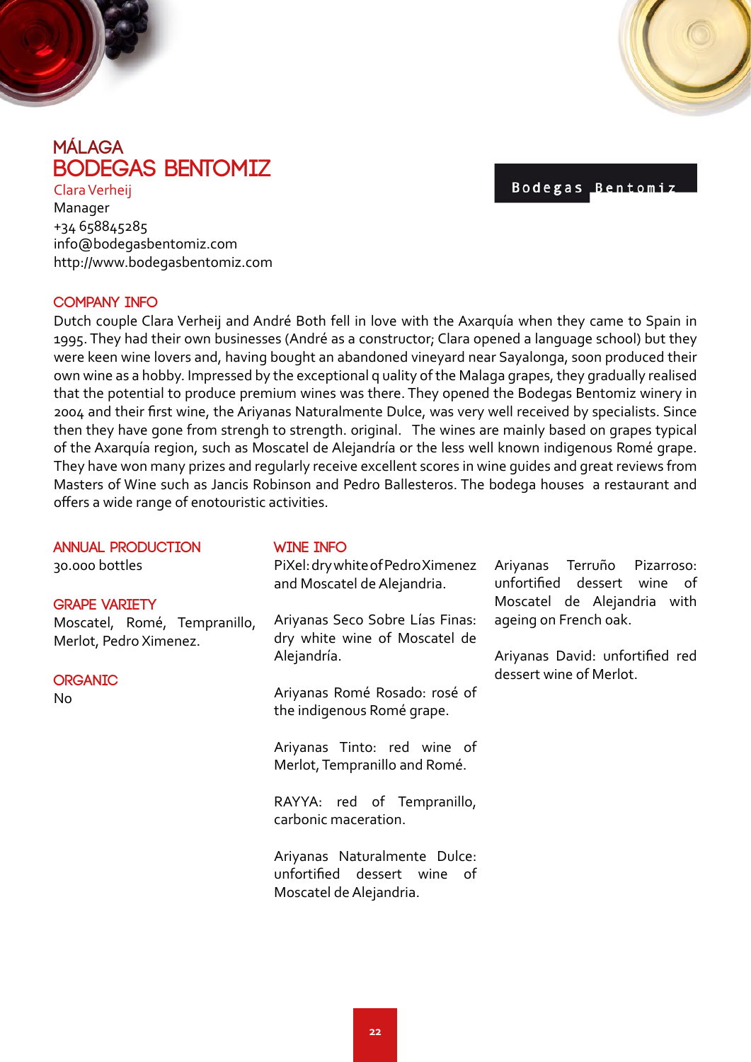# MÁLAGA

## BODEGAS BENTOMIZ

Clara Verheij
Manager
+34 658845285
info@bodegasbentomiz.com
http://www.bodegasbentomiz.com

Bodegas Bentomiz

### COMPANY INFO

Dutch couple Clara Verheij and André Both fell in love with the Axarquía when they came to Spain in 1995. They had their own businesses (André as a constructor; Clara opened a language school) but they were keen wine lovers and, having bought an abandoned vineyard near Sayalonga, soon produced their own wine as a hobby. Impressed by the exceptional q uality of the Malaga grapes, they gradually realised that the potential to produce premium wines was there. They opened the Bodegas Bentomiz winery in 2004 and their first wine, the Ariyanas Naturalmente Dulce, was very well received by specialists. Since then they have gone from strengh to strength. original. The wines are mainly based on grapes typical of the Axarquía region, such as Moscatel de Alejandría or the less well known indigenous Romé grape. They have won many prizes and regularly receive excellent scores in wine guides and great reviews from Masters of Wine such as Jancis Robinson and Pedro Ballesteros. The bodega houses a restaurant and offers a wide range of enotouristic activities.

### ANNUAL PRODUCTION

30.000 bottles

### GRAPE VARIETY

Moscatel, Romé, Tempranillo, Merlot, Pedro Ximenez.

### ORGANIC

No

### WINE INFO

PiXel: dry white of Pedro Ximenez and Moscatel de Alejandria.

Ariyanas Seco Sobre Lías Finas: dry white wine of Moscatel de Alejandría.

Ariyanas Romé Rosado: rosé of the indigenous Romé grape.

Ariyanas Tinto: red wine of Merlot, Tempranillo and Romé.

RAYYA: red of Tempranillo, carbonic maceration.

Ariyanas Naturalmente Dulce: unfortified dessert wine of Moscatel de Alejandria.

Ariyanas Terruño Pizarroso: unfortified dessert wine of Moscatel de Alejandria with ageing on French oak.

Ariyanas David: unfortified red dessert wine of Merlot.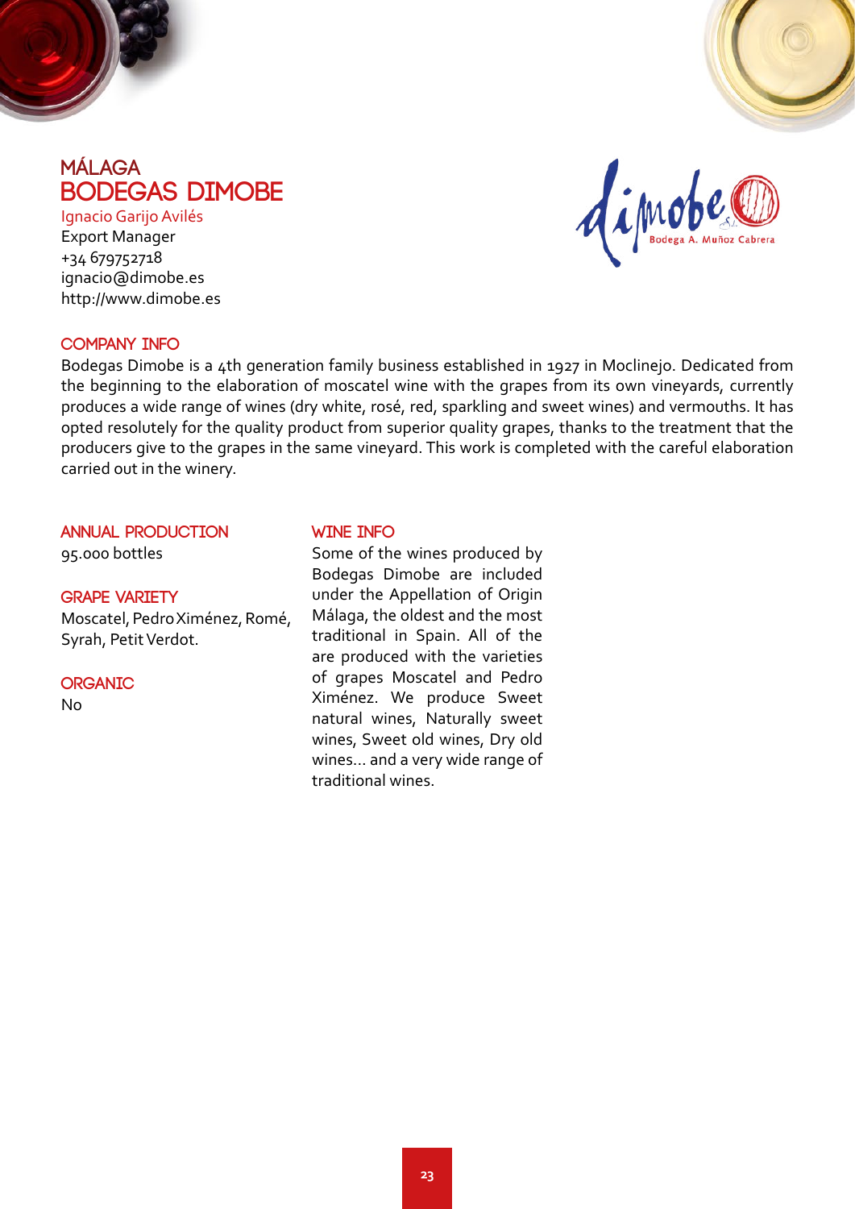## MÁLAGA

# BODEGAS DIMOBE

Ignacio Garijo Avilés
Export Manager
+34 679752718
ignacio@dimobe.es
http://www.dimobe.es

### COMPANY INFO

Bodegas Dimobe is a 4th generation family business established in 1927 in Moclinejo. Dedicated from the beginning to the elaboration of moscatel wine with the grapes from its own vineyards, currently produces a wide range of wines (dry white, rosé, red, sparkling and sweet wines) and vermouths. It has opted resolutely for the quality product from superior quality grapes, thanks to the treatment that the producers give to the grapes in the same vineyard. This work is completed with the careful elaboration carried out in the winery.

### ANNUAL PRODUCTION

95.000 bottles

### GRAPE VARIETY

Moscatel, Pedro Ximénez, Romé, Syrah, Petit Verdot.

### ORGANIC

No

### WINE INFO

Some of the wines produced by Bodegas Dimobe are included under the Appellation of Origin Málaga, the oldest and the most traditional in Spain. All of the are produced with the varieties of grapes Moscatel and Pedro Ximénez. We produce Sweet natural wines, Naturally sweet wines, Sweet old wines, Dry old wines... and a very wide range of traditional wines.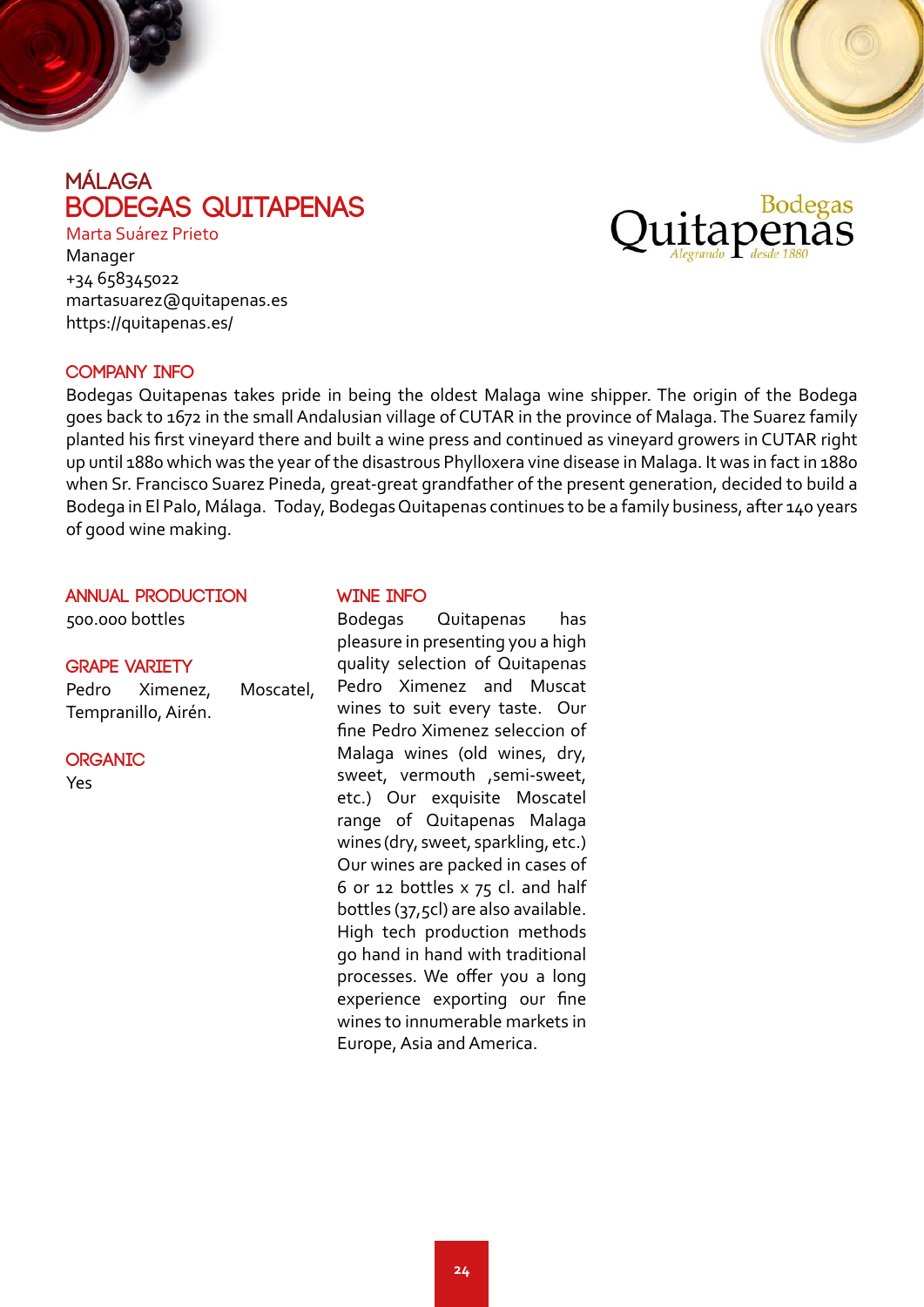# MÁLAGA

## BODEGAS QUITAPENAS

Marta Suárez Prieto
Manager
+34 658345022
martasuarez@quitapenas.es
https://quitapenas.es/

Bodegas Quitapenas Alegrando desde 1880

### COMPANY INFO

Bodegas Quitapenas takes pride in being the oldest Malaga wine shipper. The origin of the Bodega goes back to 1672 in the small Andalusian village of CUTAR in the province of Malaga. The Suarez family planted his first vineyard there and built a wine press and continued as vineyard growers in CUTAR right up until 1880 which was the year of the disastrous Phylloxera vine disease in Malaga. It was in fact in 1880 when Sr. Francisco Suarez Pineda, great-great grandfather of the present generation, decided to build a Bodega in El Palo, Málaga. Today, Bodegas Quitapenas continues to be a family business, after 140 years of good wine making.

### ANNUAL PRODUCTION

500.000 bottles

### GRAPE VARIETY

Pedro Ximenez, Moscatel, Tempranillo, Airén.

### ORGANIC

Yes

### WINE INFO

Bodegas Quitapenas has pleasure in presenting you a high quality selection of Quitapenas Pedro Ximenez and Muscat wines to suit every taste. Our fine Pedro Ximenez seleccion of Malaga wines (old wines, dry, sweet, vermouth ,semi-sweet, etc.) Our exquisite Moscatel range of Quitapenas Malaga wines (dry, sweet, sparkling, etc.) Our wines are packed in cases of 6 or 12 bottles x 75 cl. and half bottles (37,5cl) are also available. High tech production methods go hand in hand with traditional processes. We offer you a long experience exporting our fine wines to innumerable markets in Europe, Asia and America.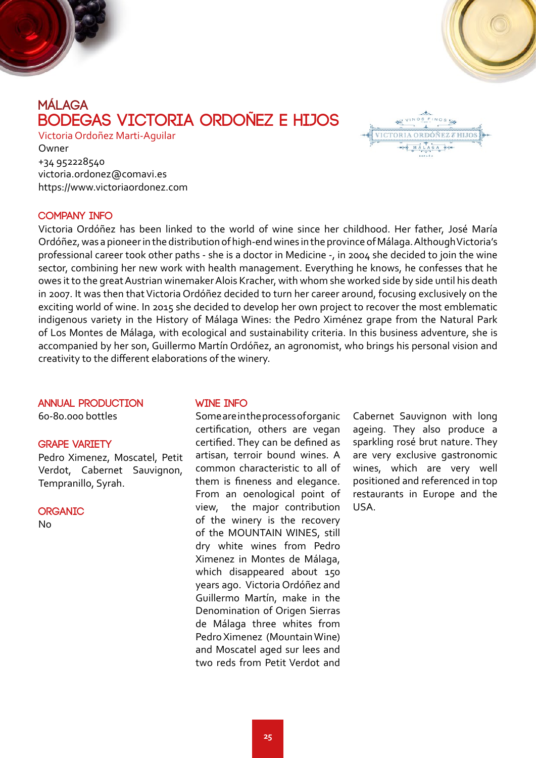## MÁLAGA

# BODEGAS VICTORIA ORDOÑEZ E HIJOS

Victoria Ordoñez Marti-Aguilar
Owner
+34 952228540
victoria.ordonez@comavi.es
https://www.victoriaordonez.com

### COMPANY INFO

Victoria Ordóñez has been linked to the world of wine since her childhood. Her father, José María Ordóñez, was a pioneer in the distribution of high-end wines in the province of Málaga. Although Victoria's professional career took other paths - she is a doctor in Medicine -, in 2004 she decided to join the wine sector, combining her new work with health management. Everything he knows, he confesses that he owes it to the great Austrian winemaker Alois Kracher, with whom she worked side by side until his death in 2007. It was then that Victoria Ordóñez decided to turn her career around, focusing exclusively on the exciting world of wine. In 2015 she decided to develop her own project to recover the most emblematic indigenous variety in the History of Málaga Wines: the Pedro Ximénez grape from the Natural Park of Los Montes de Málaga, with ecological and sustainability criteria. In this business adventure, she is accompanied by her son, Guillermo Martín Ordóñez, an agronomist, who brings his personal vision and creativity to the different elaborations of the winery.

### ANNUAL PRODUCTION

60-80.000 bottles

### GRAPE VARIETY

Pedro Ximenez, Moscatel, Petit Verdot, Cabernet Sauvignon, Tempranillo, Syrah.

### ORGANIC

No

### WINE INFO

Some are in the process of organic certification, others are vegan certified. They can be defined as artisan, terroir bound wines. A common characteristic to all of them is fineness and elegance. From an oenological point of view, the major contribution of the winery is the recovery of the MOUNTAIN WINES, still dry white wines from Pedro Ximenez in Montes de Málaga, which disappeared about 150 years ago. Victoria Ordóñez and Guillermo Martín, make in the Denomination of Origen Sierras de Málaga three whites from Pedro Ximenez (Mountain Wine) and Moscatel aged sur lees and two reds from Petit Verdot and Cabernet Sauvignon with long ageing. They also produce a sparkling rosé brut nature. They are very exclusive gastronomic wines, which are very well positioned and referenced in top restaurants in Europe and the USA.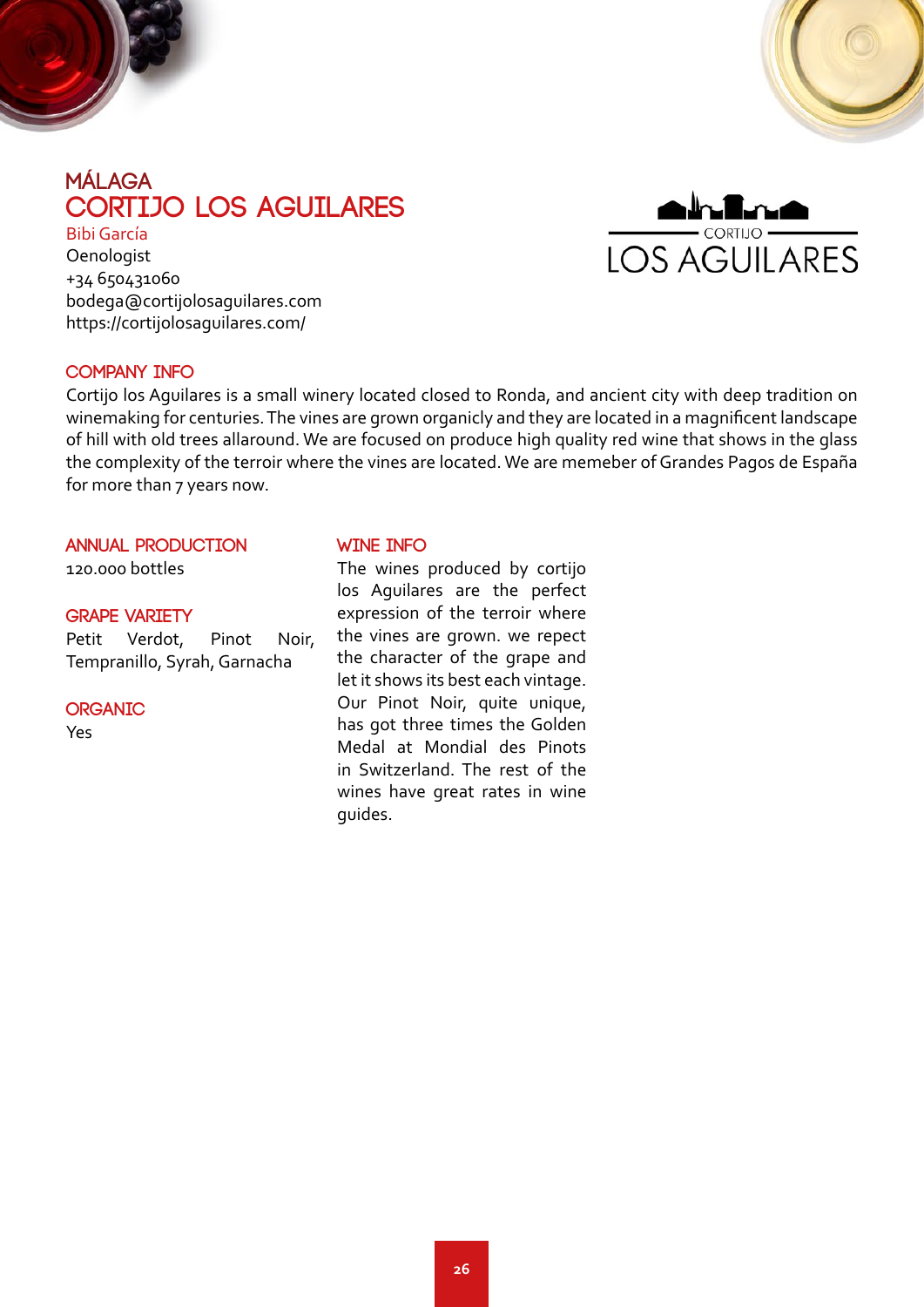## MÁLAGA

# CORTIJO LOS AGUILARES

Bibi García
Oenologist
+34 650431060
bodega@cortijolosaguilares.com
https://cortijolosaguilares.com/

CORTIJO
LOS AGUILARES

### COMPANY INFO

Cortijo los Aguilares is a small winery located closed to Ronda, and ancient city with deep tradition on winemaking for centuries. The vines are grown organicly and they are located in a magnificent landscape of hill with old trees allaround. We are focused on produce high quality red wine that shows in the glass the complexity of the terroir where the vines are located. We are memeber of Grandes Pagos de España for more than 7 years now.

### ANNUAL PRODUCTION

120.000 bottles

### GRAPE VARIETY

Petit Verdot, Pinot Noir, Tempranillo, Syrah, Garnacha

### ORGANIC

Yes

### WINE INFO

The wines produced by cortijo los Aguilares are the perfect expression of the terroir where the vines are grown. we repect the character of the grape and let it shows its best each vintage. Our Pinot Noir, quite unique, has got three times the Golden Medal at Mondial des Pinots in Switzerland. The rest of the wines have great rates in wine guides.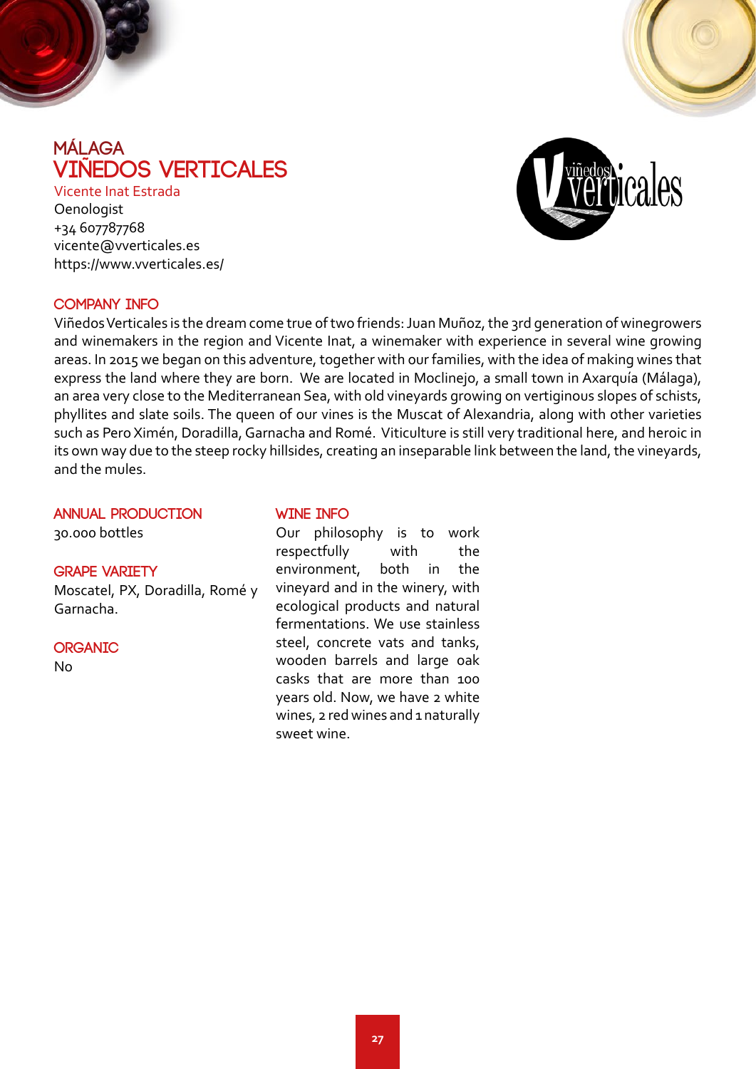# MÁLAGA
## VIÑEDOS VERTICALES

Vicente Inat Estrada
Oenologist
+34 607787768
vicente@vverticales.es
https://www.vverticales.es/

### COMPANY INFO

Viñedos Verticales is the dream come true of two friends: Juan Muñoz, the 3rd generation of winegrowers and winemakers in the region and Vicente Inat, a winemaker with experience in several wine growing areas. In 2015 we began on this adventure, together with our families, with the idea of making wines that express the land where they are born. We are located in Moclinejo, a small town in Axarquía (Málaga), an area very close to the Mediterranean Sea, with old vineyards growing on vertiginous slopes of schists, phyllites and slate soils. The queen of our vines is the Muscat of Alexandria, along with other varieties such as Pero Ximén, Doradilla, Garnacha and Romé. Viticulture is still very traditional here, and heroic in its own way due to the steep rocky hillsides, creating an inseparable link between the land, the vineyards, and the mules.

### ANNUAL PRODUCTION

30.000 bottles

### GRAPE VARIETY

Moscatel, PX, Doradilla, Romé y Garnacha.

### ORGANIC

No

### WINE INFO

Our philosophy is to work respectfully with the environment, both in the vineyard and in the winery, with ecological products and natural fermentations. We use stainless steel, concrete vats and tanks, wooden barrels and large oak casks that are more than 100 years old. Now, we have 2 white wines, 2 red wines and 1 naturally sweet wine.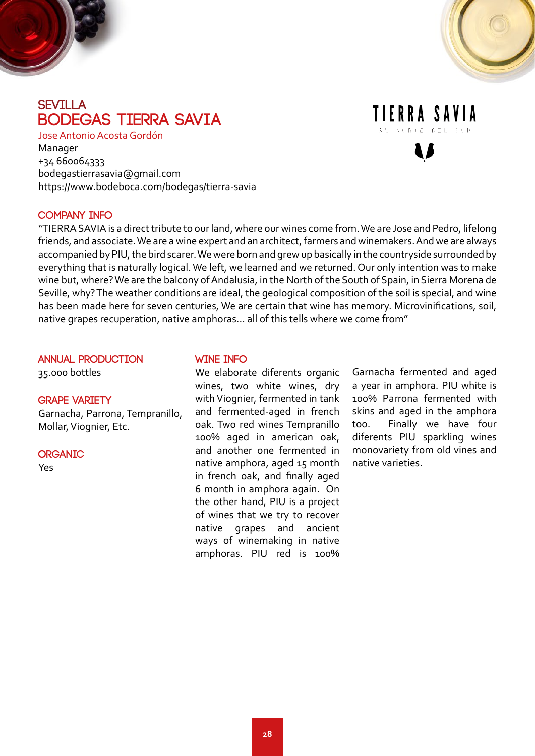SEVILLA

# BODEGAS TIERRA SAVIA

Jose Antonio Acosta Gordón
Manager
+34 660064333
bodegastierrasavia@gmail.com
https://www.bodeboca.com/bodegas/tierra-savia

TIERRA SAVIA
AL NORTE DEL SUR

## COMPANY INFO

"TIERRA SAVIA is a direct tribute to our land, where our wines come from. We are Jose and Pedro, lifelong friends, and associate. We are a wine expert and an architect, farmers and winemakers. And we are always accompanied by PIU, the bird scarer. We were born and grew up basically in the countryside surrounded by everything that is naturally logical. We left, we learned and we returned. Our only intention was to make wine but, where? We are the balcony of Andalusia, in the North of the South of Spain, in Sierra Morena de Seville, why? The weather conditions are ideal, the geological composition of the soil is special, and wine has been made here for seven centuries, We are certain that wine has memory. Microvinifications, soil, native grapes recuperation, native amphoras... all of this tells where we come from"

## ANNUAL PRODUCTION

35.000 bottles

## GRAPE VARIETY

Garnacha, Parrona, Tempranillo, Mollar, Viognier, Etc.

## ORGANIC

Yes

## WINE INFO

We elaborate diferents organic wines, two white wines, dry with Viognier, fermented in tank and fermented-aged in french oak. Two red wines Tempranillo 100% aged in american oak, and another one fermented in native amphora, aged 15 month in french oak, and finally aged 6 month in amphora again. On the other hand, PIU is a project of wines that we try to recover native grapes and ancient ways of winemaking in native amphoras. PIU red is 100% Garnacha fermented and aged a year in amphora. PIU white is 100% Parrona fermented with skins and aged in the amphora too. Finally we have four diferents PIU sparkling wines monovariety from old vines and native varieties.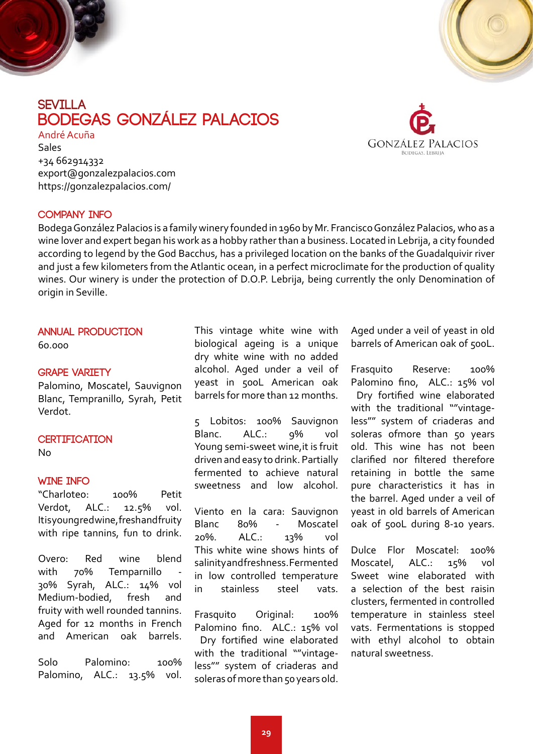# SEVILLA
# BODEGAS GONZÁLEZ PALACIOS

André Acuña
Sales
+34 662914332
export@gonzalezpalacios.com
https://gonzalezpalacios.com/

## COMPANY INFO

Bodega González Palacios is a family winery founded in 1960 by Mr. Francisco González Palacios, who as a wine lover and expert began his work as a hobby rather than a business. Located in Lebrija, a city founded according to legend by the God Bacchus, has a privileged location on the banks of the Guadalquivir river and just a few kilometers from the Atlantic ocean, in a perfect microclimate for the production of quality wines. Our winery is under the protection of D.O.P. Lebrija, being currently the only Denomination of origin in Seville.

## ANNUAL PRODUCTION

60.000

## GRAPE VARIETY

Palomino, Moscatel, Sauvignon Blanc, Tempranillo, Syrah, Petit Verdot.

## CERTIFICATION

No

## WINE INFO

"Charloteo: 100% Petit Verdot, ALC.: 12.5% vol. Itisyoungredwine,freshandfruity with ripe tannins, fun to drink.

Overo: Red wine blend with 70% Temparnillo - 30% Syrah, ALC.: 14% vol Medium-bodied, fresh and fruity with well rounded tannins. Aged for 12 months in French and American oak barrels.

Solo Palomino: 100% Palomino, ALC.: 13.5% vol. This vintage white wine with biological ageing is a unique dry white wine with no added alcohol. Aged under a veil of yeast in 500L American oak barrels for more than 12 months.

5 Lobitos: 100% Sauvignon Blanc. ALC.: 9% vol Young semi-sweet wine,it is fruit driven and easy to drink. Partially fermented to achieve natural sweetness and low alcohol.

Viento en la cara: Sauvignon Blanc 80% - Moscatel 20%. ALC.: 13% vol This white wine shows hints of salinityandfreshness.Fermented in low controlled temperature in stainless steel vats.

Frasquito Original: 100% Palomino fino. ALC.: 15% vol Dry fortified wine elaborated with the traditional ""vintage-less"" system of criaderas and soleras of more than 50 years old. Aged under a veil of yeast in old barrels of American oak of 500L.

Frasquito Reserve: 100% Palomino fino, ALC.: 15% vol Dry fortified wine elaborated with the traditional ""vintage-less"" system of criaderas and soleras ofmore than 50 years old. This wine has not been clarified nor filtered therefore retaining in bottle the same pure characteristics it has in the barrel. Aged under a veil of yeast in old barrels of American oak of 500L during 8-10 years.

Dulce Flor Moscatel: 100% Moscatel, ALC.: 15% vol Sweet wine elaborated with a selection of the best raisin clusters, fermented in controlled temperature in stainless steel vats. Fermentations is stopped with ethyl alcohol to obtain natural sweetness.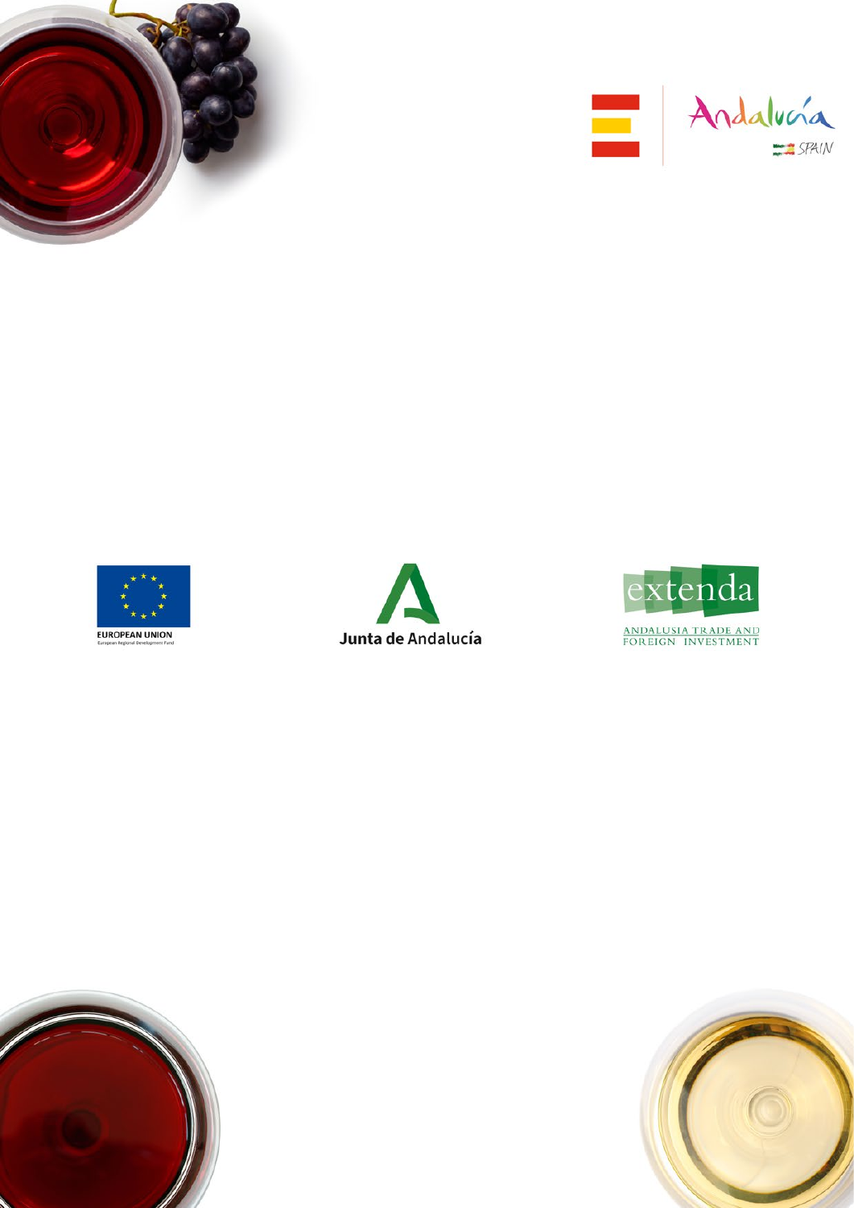Andalucía

SPAIN

EUROPEAN UNION

European Regional Development Fund

Junta de Andalucía

extenda

ANDALUSIA TRADE AND FOREIGN INVESTMENT